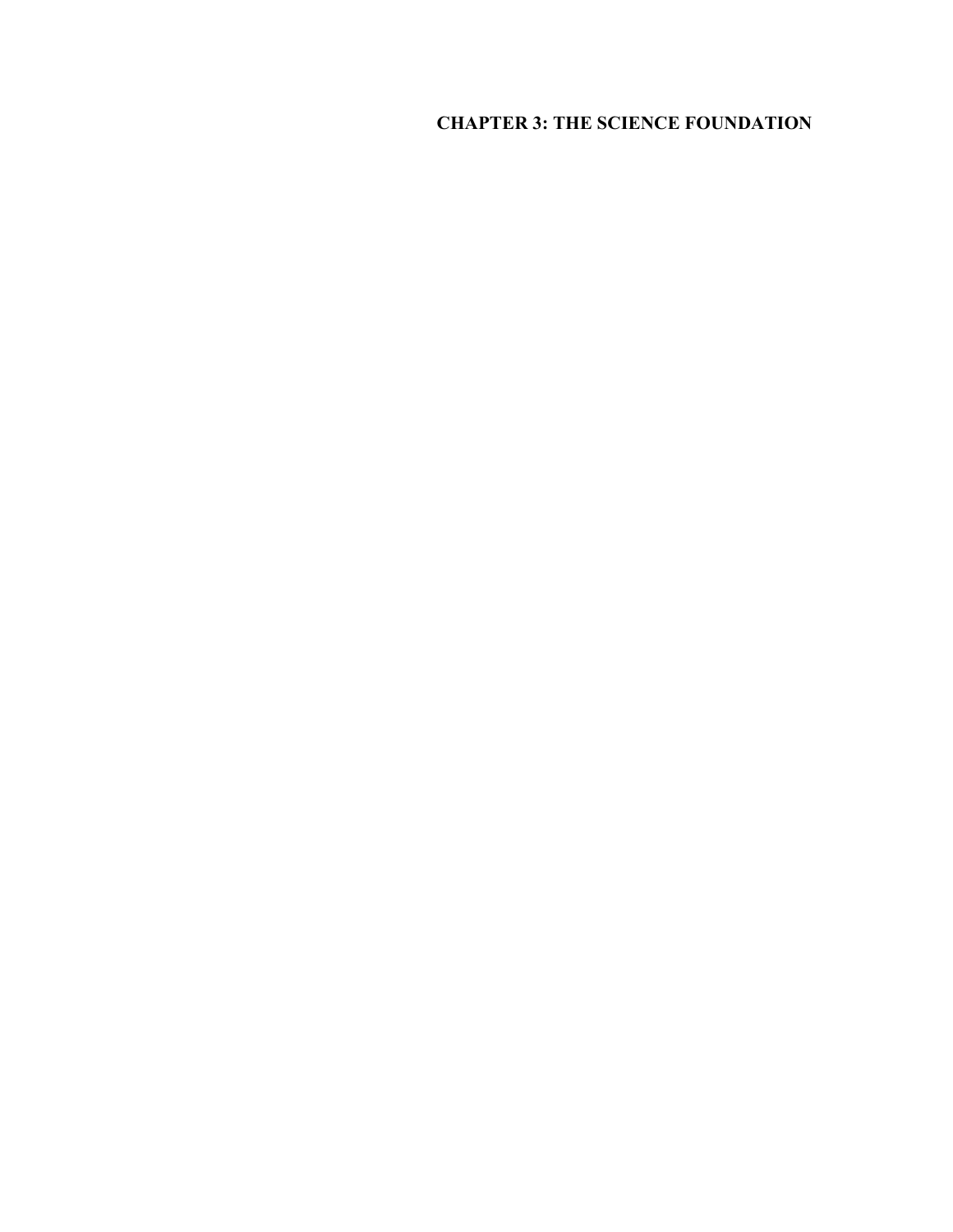# CHAPTER 3: THE SCIENCE FOUNDATION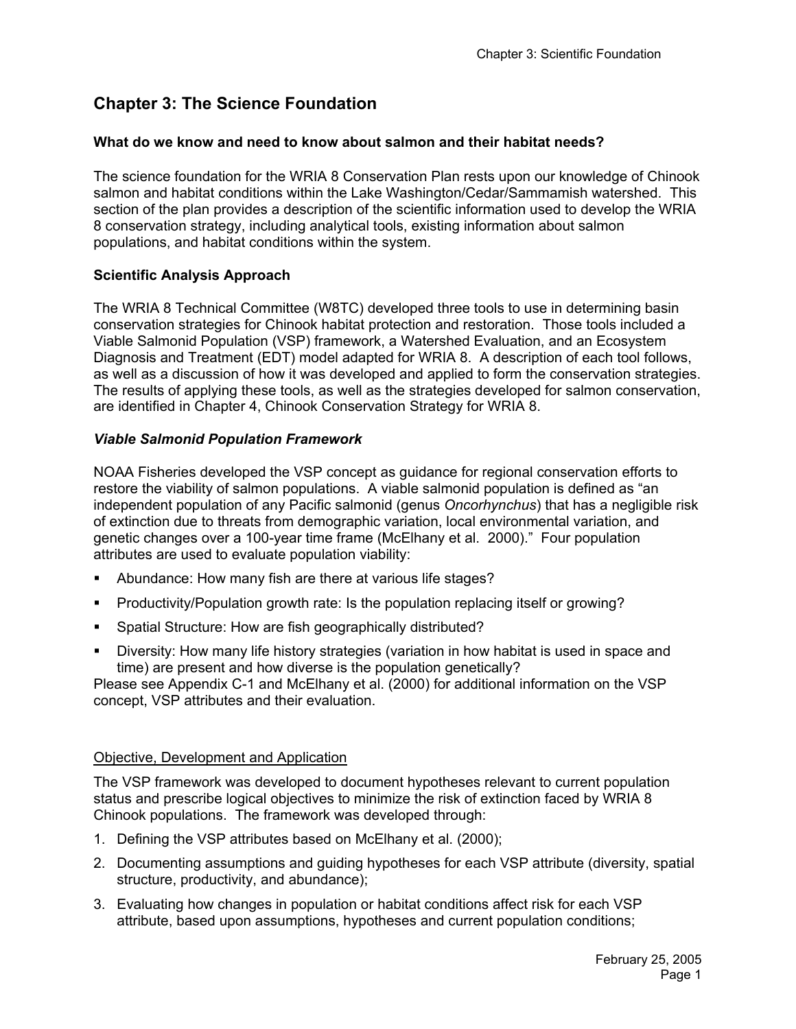# Chapter 3: The Science Foundation

### What do we know and need to know about salmon and their habitat needs?

The science foundation for the WRIA 8 Conservation Plan rests upon our knowledge of Chinook salmon and habitat conditions within the Lake Washington/Cedar/Sammamish watershed. This section of the plan provides a description of the scientific information used to develop the WRIA 8 conservation strategy, including analytical tools, existing information about salmon populations, and habitat conditions within the system.

### Scientific Analysis Approach

The WRIA 8 Technical Committee (W8TC) developed three tools to use in determining basin conservation strategies for Chinook habitat protection and restoration. Those tools included a Viable Salmonid Population (VSP) framework, a Watershed Evaluation, and an Ecosystem Diagnosis and Treatment (EDT) model adapted for WRIA 8. A description of each tool follows, as well as a discussion of how it was developed and applied to form the conservation strategies. The results of applying these tools, as well as the strategies developed for salmon conservation, are identified in Chapter 4, Chinook Conservation Strategy for WRIA 8.

#### *Viable Salmonid Population Framework*

NOAA Fisheries developed the VSP concept as guidance for regional conservation efforts to restore the viability of salmon populations. A viable salmonid population is defined as "an independent population of any Pacific salmonid (genus *Oncorhynchus*) that has a negligible risk of extinction due to threats from demographic variation, local environmental variation, and genetic changes over a 100-year time frame (McElhany et al. 2000)." Four population attributes are used to evaluate population viability:

- Abundance: How many fish are there at various life stages?
- Productivity/Population growth rate: Is the population replacing itself or growing?
- Spatial Structure: How are fish geographically distributed?
- Diversity: How many life history strategies (variation in how habitat is used in space and time) are present and how diverse is the population genetically?

Please see Appendix C-1 and McElhany et al. (2000) for additional information on the VSP concept, VSP attributes and their evaluation.

<u>Objective, Development and Application</u>

The VSP framework was developed to document hypotheses relevant to current population status and prescribe logical objectives to minimize the risk of extinction faced by WRIA 8 Chinook populations. The framework was developed through:

1. Defining the VSP attributes based on McElhany et al. (2000);
2. Documenting assumptions and guiding hypotheses for each VSP attribute (diversity, spatial structure, productivity, and abundance);
3. Evaluating how changes in population or habitat conditions affect risk for each VSP attribute, based upon assumptions, hypotheses and current population conditions;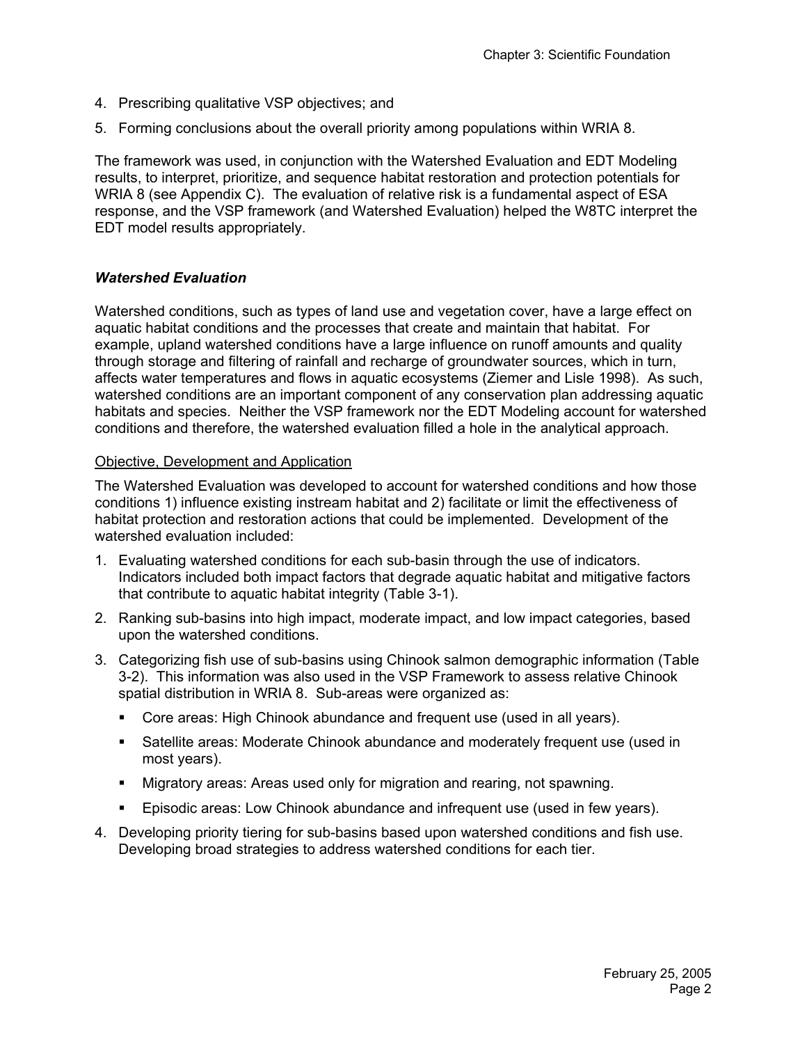4. Prescribing qualitative VSP objectives; and
5. Forming conclusions about the overall priority among populations within WRIA 8.

The framework was used, in conjunction with the Watershed Evaluation and EDT Modeling results, to interpret, prioritize, and sequence habitat restoration and protection potentials for WRIA 8 (see Appendix C). The evaluation of relative risk is a fundamental aspect of ESA response, and the VSP framework (and Watershed Evaluation) helped the W8TC interpret the EDT model results appropriately.

### *Watershed Evaluation*

Watershed conditions, such as types of land use and vegetation cover, have a large effect on aquatic habitat conditions and the processes that create and maintain that habitat. For example, upland watershed conditions have a large influence on runoff amounts and quality through storage and filtering of rainfall and recharge of groundwater sources, which in turn, affects water temperatures and flows in aquatic ecosystems (Ziemer and Lisle 1998). As such, watershed conditions are an important component of any conservation plan addressing aquatic habitats and species. Neither the VSP framework nor the EDT Modeling account for watershed conditions and therefore, the watershed evaluation filled a hole in the analytical approach.

#### Objective, Development and Application

The Watershed Evaluation was developed to account for watershed conditions and how those conditions 1) influence existing instream habitat and 2) facilitate or limit the effectiveness of habitat protection and restoration actions that could be implemented. Development of the watershed evaluation included:

1. Evaluating watershed conditions for each sub-basin through the use of indicators. Indicators included both impact factors that degrade aquatic habitat and mitigative factors that contribute to aquatic habitat integrity (Table 3-1).
2. Ranking sub-basins into high impact, moderate impact, and low impact categories, based upon the watershed conditions.
3. Categorizing fish use of sub-basins using Chinook salmon demographic information (Table 3-2). This information was also used in the VSP Framework to assess relative Chinook spatial distribution in WRIA 8. Sub-areas were organized as:
   - Core areas: High Chinook abundance and frequent use (used in all years).
   - Satellite areas: Moderate Chinook abundance and moderately frequent use (used in most years).
   - Migratory areas: Areas used only for migration and rearing, not spawning.
   - Episodic areas: Low Chinook abundance and infrequent use (used in few years).
4. Developing priority tiering for sub-basins based upon watershed conditions and fish use. Developing broad strategies to address watershed conditions for each tier.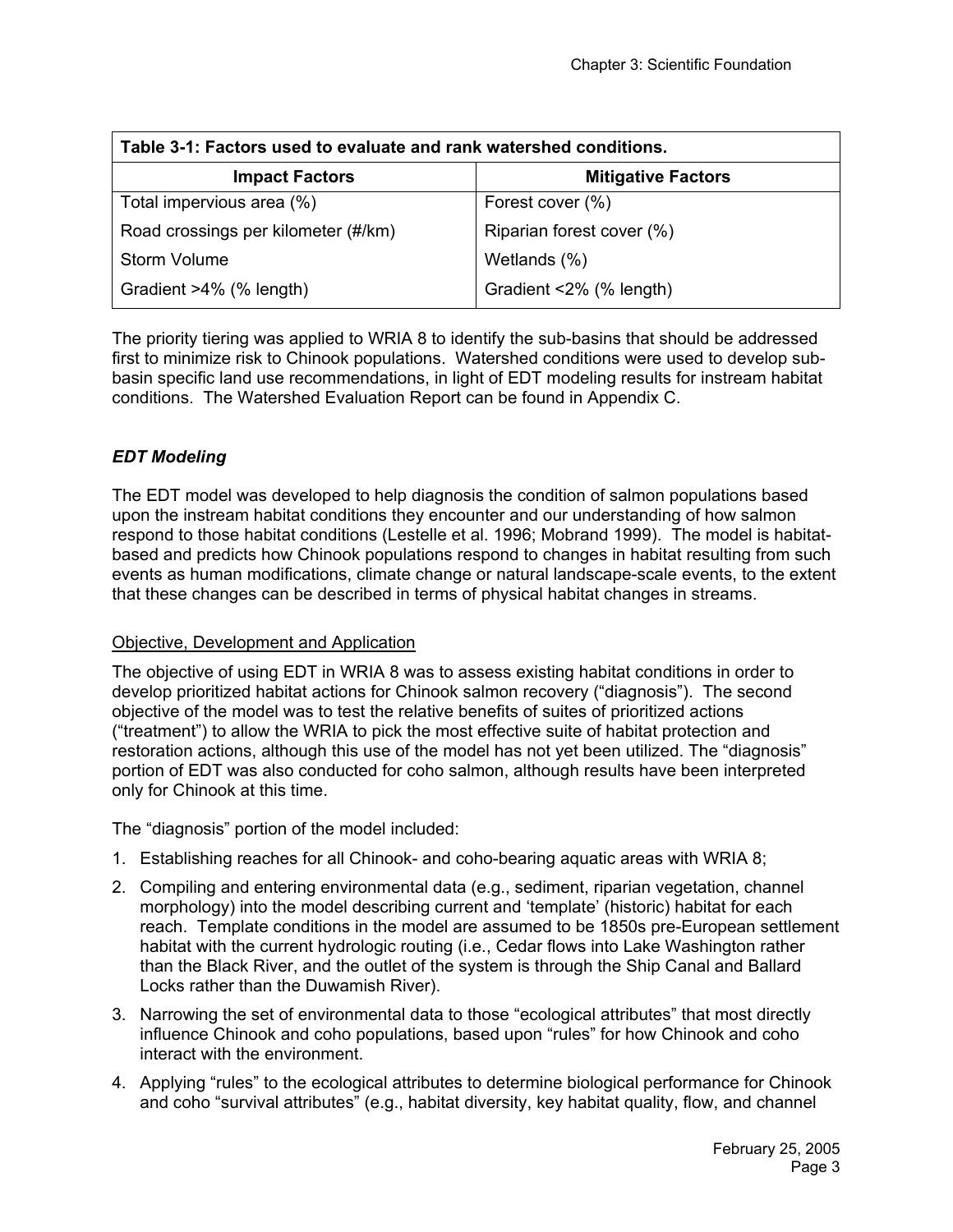| Table 3-1: Factors used to evaluate and rank watershed conditions. | |
|---|---|
| **Impact Factors** | **Mitigative Factors** |
| Total impervious area (%) | Forest cover (%) |
| Road crossings per kilometer (#/km) | Riparian forest cover (%) |
| Storm Volume | Wetlands (%) |
| Gradient >4% (% length) | Gradient <2% (% length) |

The priority tiering was applied to WRIA 8 to identify the sub-basins that should be addressed first to minimize risk to Chinook populations. Watershed conditions were used to develop sub-basin specific land use recommendations, in light of EDT modeling results for instream habitat conditions. The Watershed Evaluation Report can be found in Appendix C.

### *EDT Modeling*

The EDT model was developed to help diagnosis the condition of salmon populations based upon the instream habitat conditions they encounter and our understanding of how salmon respond to those habitat conditions (Lestelle et al. 1996; Mobrand 1999). The model is habitat-based and predicts how Chinook populations respond to changes in habitat resulting from such events as human modifications, climate change or natural landscape-scale events, to the extent that these changes can be described in terms of physical habitat changes in streams.

#### Objective, Development and Application

The objective of using EDT in WRIA 8 was to assess existing habitat conditions in order to develop prioritized habitat actions for Chinook salmon recovery ("diagnosis"). The second objective of the model was to test the relative benefits of suites of prioritized actions ("treatment") to allow the WRIA to pick the most effective suite of habitat protection and restoration actions, although this use of the model has not yet been utilized. The "diagnosis" portion of EDT was also conducted for coho salmon, although results have been interpreted only for Chinook at this time.

The "diagnosis" portion of the model included:

1. Establishing reaches for all Chinook- and coho-bearing aquatic areas with WRIA 8;
2. Compiling and entering environmental data (e.g., sediment, riparian vegetation, channel morphology) into the model describing current and 'template' (historic) habitat for each reach. Template conditions in the model are assumed to be 1850s pre-European settlement habitat with the current hydrologic routing (i.e., Cedar flows into Lake Washington rather than the Black River, and the outlet of the system is through the Ship Canal and Ballard Locks rather than the Duwamish River).
3. Narrowing the set of environmental data to those "ecological attributes" that most directly influence Chinook and coho populations, based upon "rules" for how Chinook and coho interact with the environment.
4. Applying "rules" to the ecological attributes to determine biological performance for Chinook and coho "survival attributes" (e.g., habitat diversity, key habitat quality, flow, and channel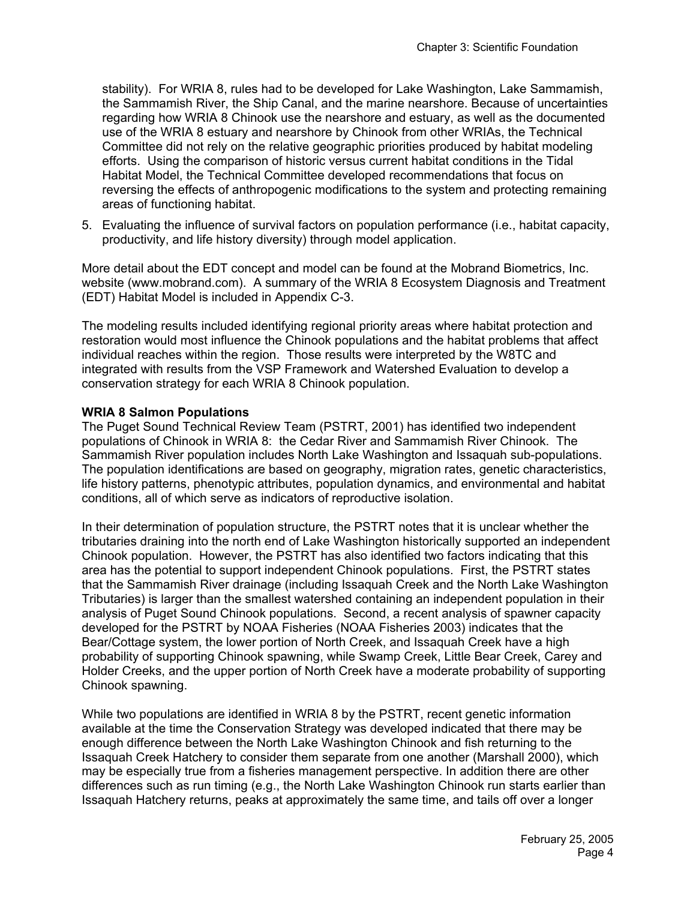stability). For WRIA 8, rules had to be developed for Lake Washington, Lake Sammamish, the Sammamish River, the Ship Canal, and the marine nearshore. Because of uncertainties regarding how WRIA 8 Chinook use the nearshore and estuary, as well as the documented use of the WRIA 8 estuary and nearshore by Chinook from other WRIAs, the Technical Committee did not rely on the relative geographic priorities produced by habitat modeling efforts. Using the comparison of historic versus current habitat conditions in the Tidal Habitat Model, the Technical Committee developed recommendations that focus on reversing the effects of anthropogenic modifications to the system and protecting remaining areas of functioning habitat.

5. Evaluating the influence of survival factors on population performance (i.e., habitat capacity, productivity, and life history diversity) through model application.

More detail about the EDT concept and model can be found at the Mobrand Biometrics, Inc. website (www.mobrand.com). A summary of the WRIA 8 Ecosystem Diagnosis and Treatment (EDT) Habitat Model is included in Appendix C-3.

The modeling results included identifying regional priority areas where habitat protection and restoration would most influence the Chinook populations and the habitat problems that affect individual reaches within the region. Those results were interpreted by the W8TC and integrated with results from the VSP Framework and Watershed Evaluation to develop a conservation strategy for each WRIA 8 Chinook population.

**WRIA 8 Salmon Populations**

The Puget Sound Technical Review Team (PSTRT, 2001) has identified two independent populations of Chinook in WRIA 8: the Cedar River and Sammamish River Chinook. The Sammamish River population includes North Lake Washington and Issaquah sub-populations. The population identifications are based on geography, migration rates, genetic characteristics, life history patterns, phenotypic attributes, population dynamics, and environmental and habitat conditions, all of which serve as indicators of reproductive isolation.

In their determination of population structure, the PSTRT notes that it is unclear whether the tributaries draining into the north end of Lake Washington historically supported an independent Chinook population. However, the PSTRT has also identified two factors indicating that this area has the potential to support independent Chinook populations. First, the PSTRT states that the Sammamish River drainage (including Issaquah Creek and the North Lake Washington Tributaries) is larger than the smallest watershed containing an independent population in their analysis of Puget Sound Chinook populations. Second, a recent analysis of spawner capacity developed for the PSTRT by NOAA Fisheries (NOAA Fisheries 2003) indicates that the Bear/Cottage system, the lower portion of North Creek, and Issaquah Creek have a high probability of supporting Chinook spawning, while Swamp Creek, Little Bear Creek, Carey and Holder Creeks, and the upper portion of North Creek have a moderate probability of supporting Chinook spawning.

While two populations are identified in WRIA 8 by the PSTRT, recent genetic information available at the time the Conservation Strategy was developed indicated that there may be enough difference between the North Lake Washington Chinook and fish returning to the Issaquah Creek Hatchery to consider them separate from one another (Marshall 2000), which may be especially true from a fisheries management perspective. In addition there are other differences such as run timing (e.g., the North Lake Washington Chinook run starts earlier than Issaquah Hatchery returns, peaks at approximately the same time, and tails off over a longer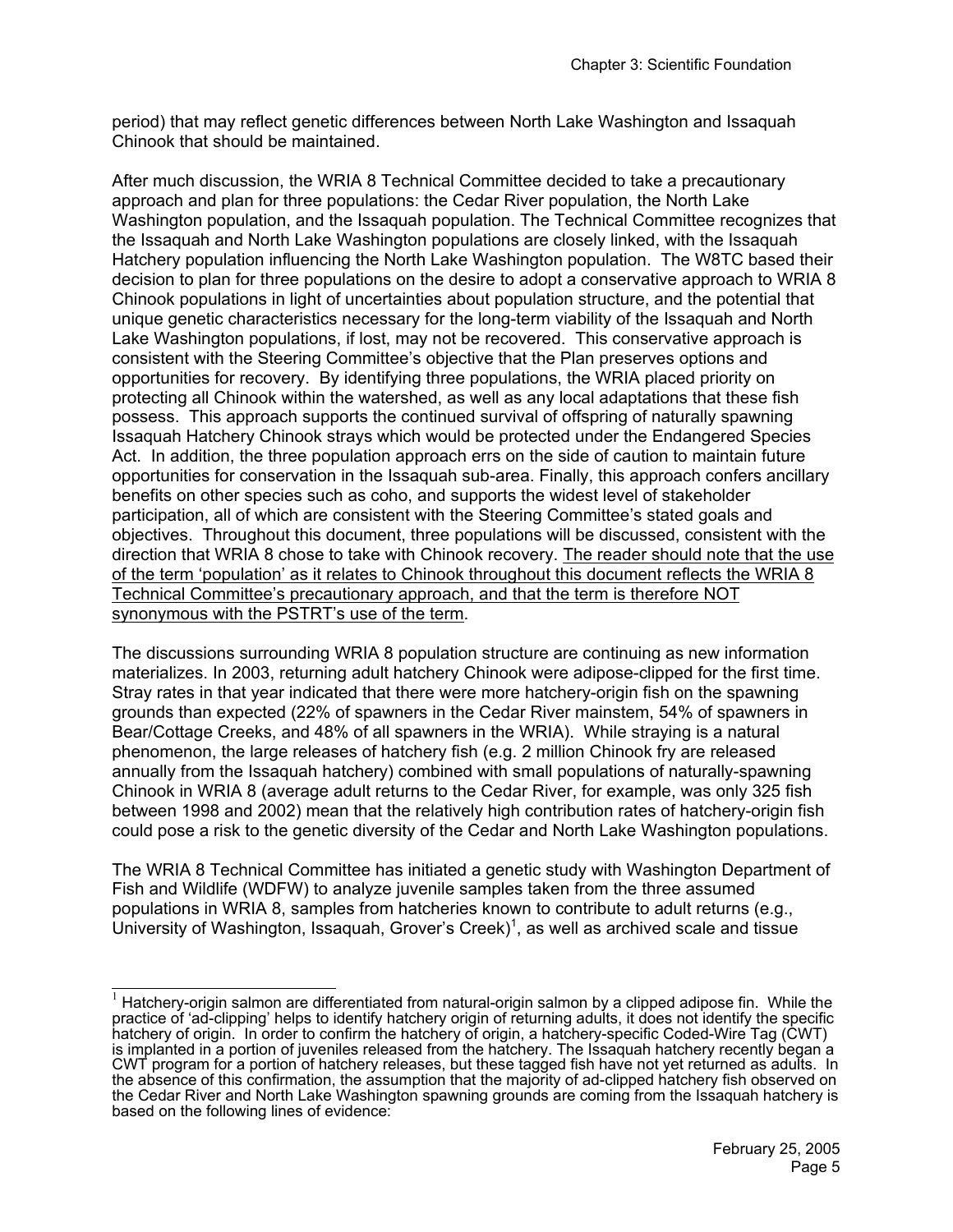period) that may reflect genetic differences between North Lake Washington and Issaquah Chinook that should be maintained.

After much discussion, the WRIA 8 Technical Committee decided to take a precautionary approach and plan for three populations: the Cedar River population, the North Lake Washington population, and the Issaquah population. The Technical Committee recognizes that the Issaquah and North Lake Washington populations are closely linked, with the Issaquah Hatchery population influencing the North Lake Washington population. The W8TC based their decision to plan for three populations on the desire to adopt a conservative approach to WRIA 8 Chinook populations in light of uncertainties about population structure, and the potential that unique genetic characteristics necessary for the long-term viability of the Issaquah and North Lake Washington populations, if lost, may not be recovered. This conservative approach is consistent with the Steering Committee's objective that the Plan preserves options and opportunities for recovery. By identifying three populations, the WRIA placed priority on protecting all Chinook within the watershed, as well as any local adaptations that these fish possess. This approach supports the continued survival of offspring of naturally spawning Issaquah Hatchery Chinook strays which would be protected under the Endangered Species Act. In addition, the three population approach errs on the side of caution to maintain future opportunities for conservation in the Issaquah sub-area. Finally, this approach confers ancillary benefits on other species such as coho, and supports the widest level of stakeholder participation, all of which are consistent with the Steering Committee's stated goals and objectives. Throughout this document, three populations will be discussed, consistent with the direction that WRIA 8 chose to take with Chinook recovery. <u>The reader should note that the use of the term 'population' as it relates to Chinook throughout this document reflects the WRIA 8 Technical Committee's precautionary approach, and that the term is therefore NOT synonymous with the PSTRT's use of the term</u>.

The discussions surrounding WRIA 8 population structure are continuing as new information materializes. In 2003, returning adult hatchery Chinook were adipose-clipped for the first time. Stray rates in that year indicated that there were more hatchery-origin fish on the spawning grounds than expected (22% of spawners in the Cedar River mainstem, 54% of spawners in Bear/Cottage Creeks, and 48% of all spawners in the WRIA). While straying is a natural phenomenon, the large releases of hatchery fish (e.g. 2 million Chinook fry are released annually from the Issaquah hatchery) combined with small populations of naturally-spawning Chinook in WRIA 8 (average adult returns to the Cedar River, for example, was only 325 fish between 1998 and 2002) mean that the relatively high contribution rates of hatchery-origin fish could pose a risk to the genetic diversity of the Cedar and North Lake Washington populations.

The WRIA 8 Technical Committee has initiated a genetic study with Washington Department of Fish and Wildlife (WDFW) to analyze juvenile samples taken from the three assumed populations in WRIA 8, samples from hatcheries known to contribute to adult returns (e.g., University of Washington, Issaquah, Grover's Creek)[1], as well as archived scale and tissue

---

[1] Hatchery-origin salmon are differentiated from natural-origin salmon by a clipped adipose fin. While the practice of 'ad-clipping' helps to identify hatchery origin of returning adults, it does not identify the specific hatchery of origin. In order to confirm the hatchery of origin, a hatchery-specific Coded-Wire Tag (CWT) is implanted in a portion of juveniles released from the hatchery. The Issaquah hatchery recently began a CWT program for a portion of hatchery releases, but these tagged fish have not yet returned as adults. In the absence of this confirmation, the assumption that the majority of ad-clipped hatchery fish observed on the Cedar River and North Lake Washington spawning grounds are coming from the Issaquah hatchery is based on the following lines of evidence: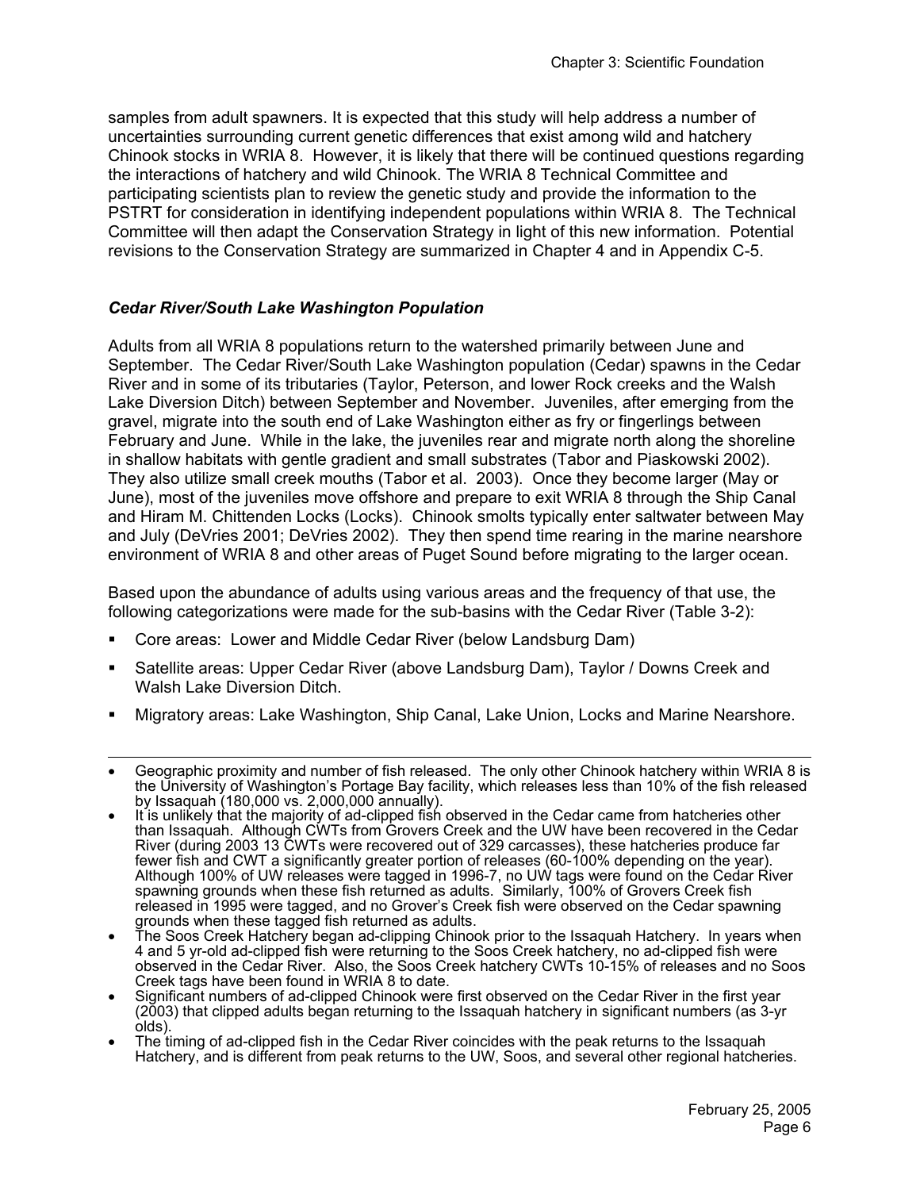samples from adult spawners. It is expected that this study will help address a number of uncertainties surrounding current genetic differences that exist among wild and hatchery Chinook stocks in WRIA 8. However, it is likely that there will be continued questions regarding the interactions of hatchery and wild Chinook. The WRIA 8 Technical Committee and participating scientists plan to review the genetic study and provide the information to the PSTRT for consideration in identifying independent populations within WRIA 8. The Technical Committee will then adapt the Conservation Strategy in light of this new information. Potential revisions to the Conservation Strategy are summarized in Chapter 4 and in Appendix C-5.

### *Cedar River/South Lake Washington Population*

Adults from all WRIA 8 populations return to the watershed primarily between June and September. The Cedar River/South Lake Washington population (Cedar) spawns in the Cedar River and in some of its tributaries (Taylor, Peterson, and lower Rock creeks and the Walsh Lake Diversion Ditch) between September and November. Juveniles, after emerging from the gravel, migrate into the south end of Lake Washington either as fry or fingerlings between February and June. While in the lake, the juveniles rear and migrate north along the shoreline in shallow habitats with gentle gradient and small substrates (Tabor and Piaskowski 2002). They also utilize small creek mouths (Tabor et al. 2003). Once they become larger (May or June), most of the juveniles move offshore and prepare to exit WRIA 8 through the Ship Canal and Hiram M. Chittenden Locks (Locks). Chinook smolts typically enter saltwater between May and July (DeVries 2001; DeVries 2002). They then spend time rearing in the marine nearshore environment of WRIA 8 and other areas of Puget Sound before migrating to the larger ocean.

Based upon the abundance of adults using various areas and the frequency of that use, the following categorizations were made for the sub-basins with the Cedar River (Table 3-2):

- Core areas: Lower and Middle Cedar River (below Landsburg Dam)
- Satellite areas: Upper Cedar River (above Landsburg Dam), Taylor / Downs Creek and Walsh Lake Diversion Ditch.
- Migratory areas: Lake Washington, Ship Canal, Lake Union, Locks and Marine Nearshore.

---

- Geographic proximity and number of fish released. The only other Chinook hatchery within WRIA 8 is the University of Washington's Portage Bay facility, which releases less than 10% of the fish released by Issaquah (180,000 vs. 2,000,000 annually).
- It is unlikely that the majority of ad-clipped fish observed in the Cedar came from hatcheries other than Issaquah. Although CWTs from Grovers Creek and the UW have been recovered in the Cedar River (during 2003 13 CWTs were recovered out of 329 carcasses), these hatcheries produce far fewer fish and CWT a significantly greater portion of releases (60-100% depending on the year). Although 100% of UW releases were tagged in 1996-7, no UW tags were found on the Cedar River spawning grounds when these fish returned as adults. Similarly, 100% of Grovers Creek fish released in 1995 were tagged, and no Grover's Creek fish were observed on the Cedar spawning grounds when these tagged fish returned as adults.
- The Soos Creek Hatchery began ad-clipping Chinook prior to the Issaquah Hatchery. In years when 4 and 5 yr-old ad-clipped fish were returning to the Soos Creek hatchery, no ad-clipped fish were observed in the Cedar River. Also, the Soos Creek hatchery CWTs 10-15% of releases and no Soos Creek tags have been found in WRIA 8 to date.
- Significant numbers of ad-clipped Chinook were first observed on the Cedar River in the first year (2003) that clipped adults began returning to the Issaquah hatchery in significant numbers (as 3-yr olds).
- The timing of ad-clipped fish in the Cedar River coincides with the peak returns to the Issaquah Hatchery, and is different from peak returns to the UW, Soos, and several other regional hatcheries.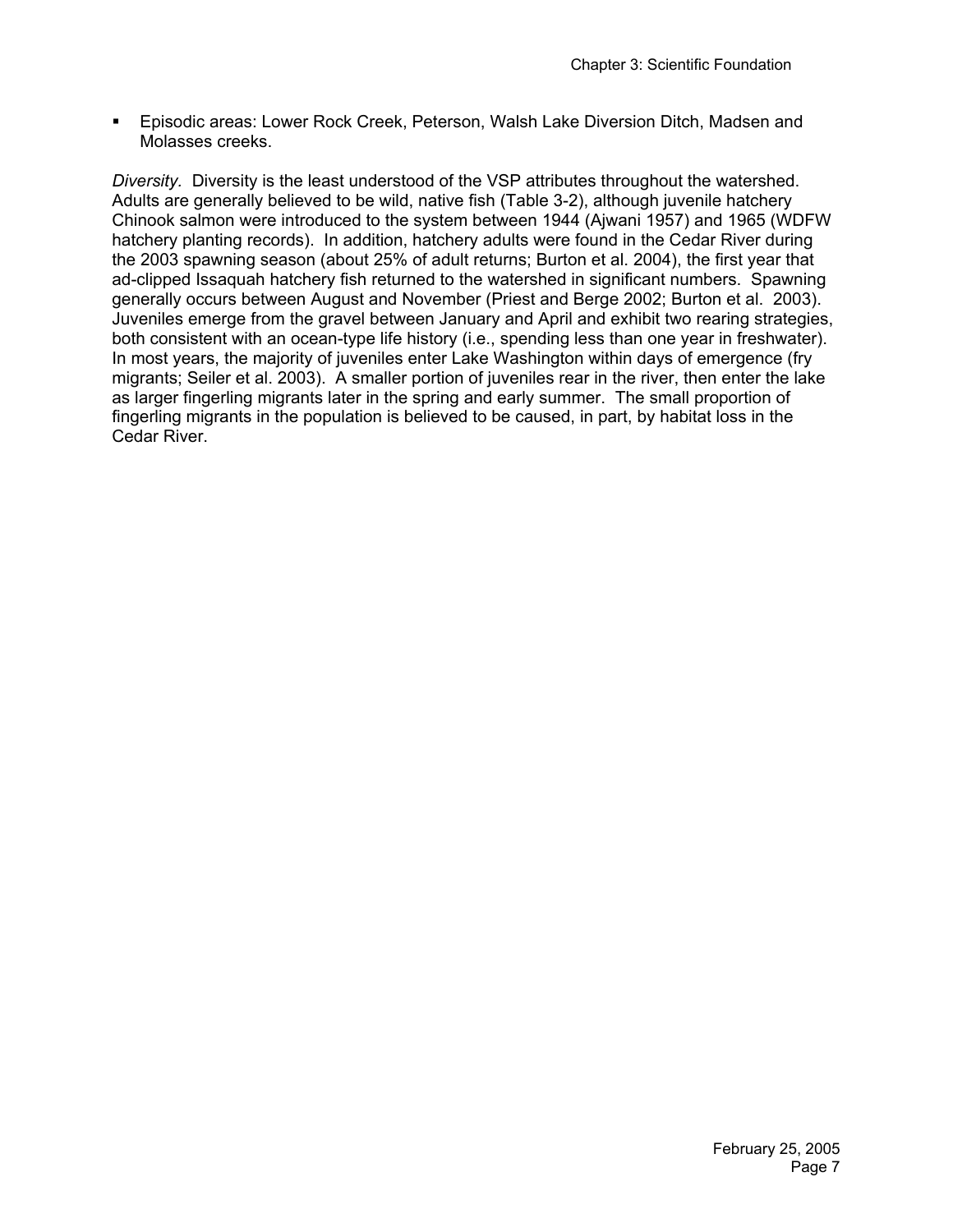- Episodic areas: Lower Rock Creek, Peterson, Walsh Lake Diversion Ditch, Madsen and Molasses creeks.

*Diversity.* Diversity is the least understood of the VSP attributes throughout the watershed. Adults are generally believed to be wild, native fish (Table 3-2), although juvenile hatchery Chinook salmon were introduced to the system between 1944 (Ajwani 1957) and 1965 (WDFW hatchery planting records). In addition, hatchery adults were found in the Cedar River during the 2003 spawning season (about 25% of adult returns; Burton et al. 2004), the first year that ad-clipped Issaquah hatchery fish returned to the watershed in significant numbers. Spawning generally occurs between August and November (Priest and Berge 2002; Burton et al. 2003). Juveniles emerge from the gravel between January and April and exhibit two rearing strategies, both consistent with an ocean-type life history (i.e., spending less than one year in freshwater). In most years, the majority of juveniles enter Lake Washington within days of emergence (fry migrants; Seiler et al. 2003). A smaller portion of juveniles rear in the river, then enter the lake as larger fingerling migrants later in the spring and early summer. The small proportion of fingerling migrants in the population is believed to be caused, in part, by habitat loss in the Cedar River.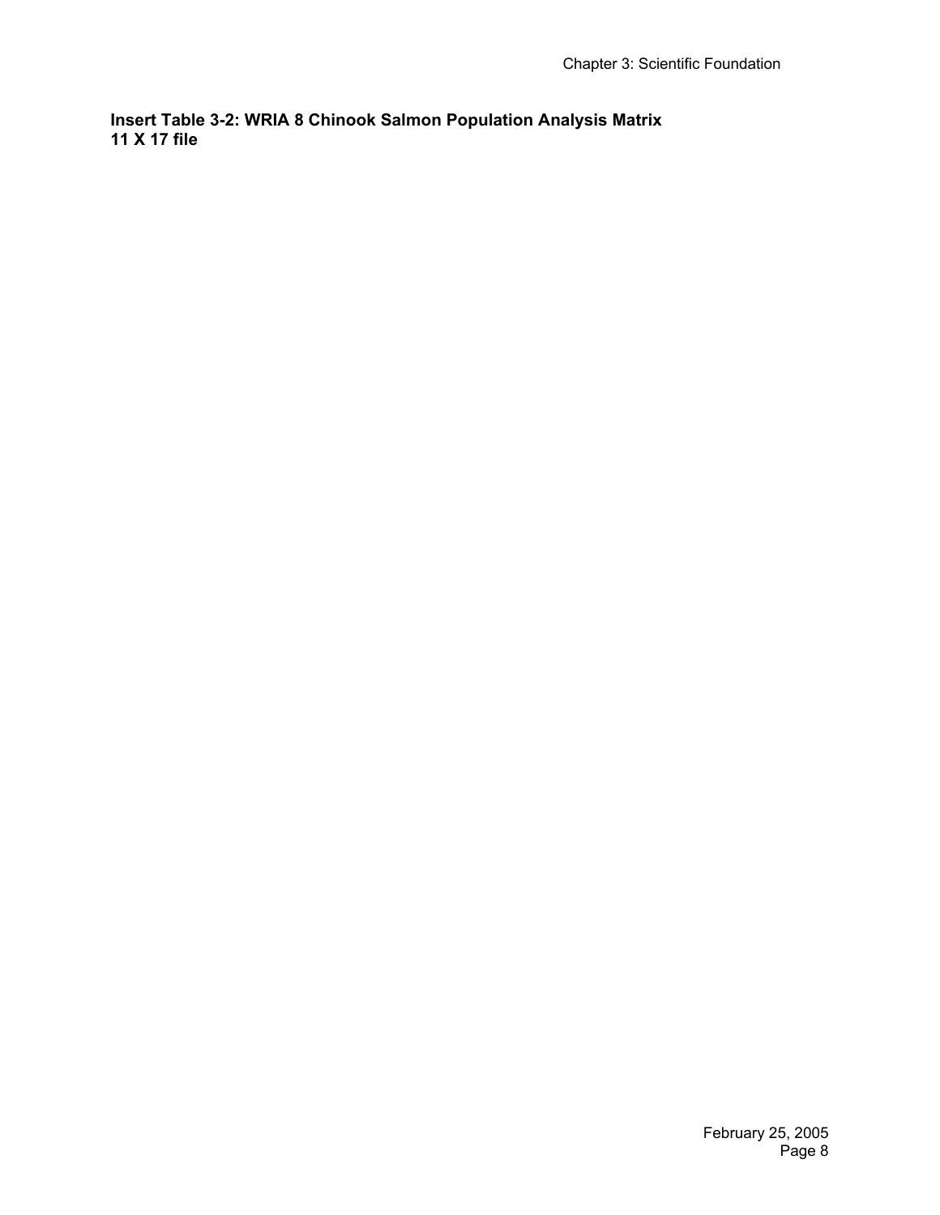**Insert Table 3-2: WRIA 8 Chinook Salmon Population Analysis Matrix**
**11 X 17 file**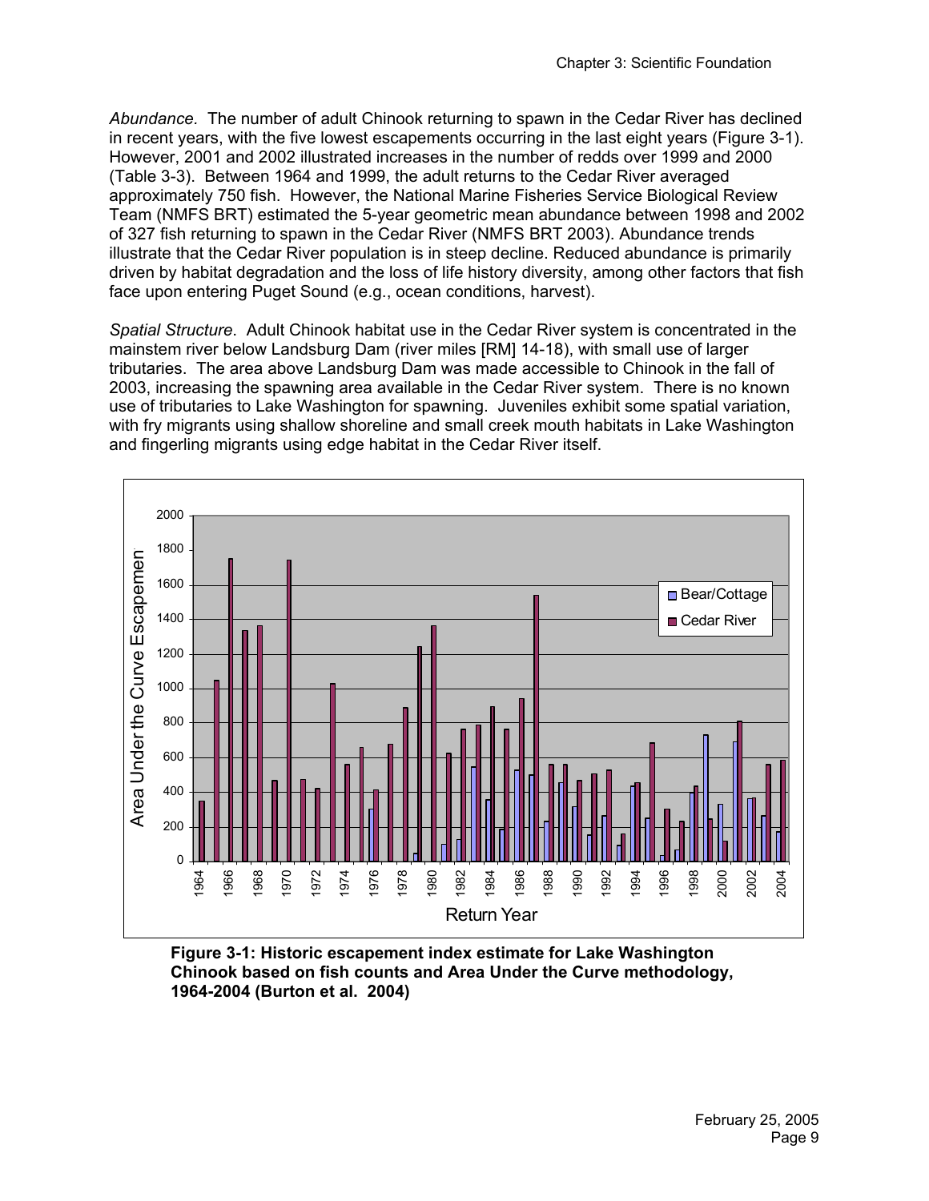*Abundance.* The number of adult Chinook returning to spawn in the Cedar River has declined in recent years, with the five lowest escapements occurring in the last eight years (Figure 3-1). However, 2001 and 2002 illustrated increases in the number of redds over 1999 and 2000 (Table 3-3). Between 1964 and 1999, the adult returns to the Cedar River averaged approximately 750 fish. However, the National Marine Fisheries Service Biological Review Team (NMFS BRT) estimated the 5-year geometric mean abundance between 1998 and 2002 of 327 fish returning to spawn in the Cedar River (NMFS BRT 2003). Abundance trends illustrate that the Cedar River population is in steep decline. Reduced abundance is primarily driven by habitat degradation and the loss of life history diversity, among other factors that fish face upon entering Puget Sound (e.g., ocean conditions, harvest).

*Spatial Structure.* Adult Chinook habitat use in the Cedar River system is concentrated in the mainstem river below Landsburg Dam (river miles [RM] 14-18), with small use of larger tributaries. The area above Landsburg Dam was made accessible to Chinook in the fall of 2003, increasing the spawning area available in the Cedar River system. There is no known use of tributaries to Lake Washington for spawning. Juveniles exhibit some spatial variation, with fry migrants using shallow shoreline and small creek mouth habitats in Lake Washington and fingerling migrants using edge habitat in the Cedar River itself.

**Figure 3-1: Historic escapement index estimate for Lake Washington Chinook based on fish counts and Area Under the Curve methodology, 1964-2004 (Burton et al. 2004)**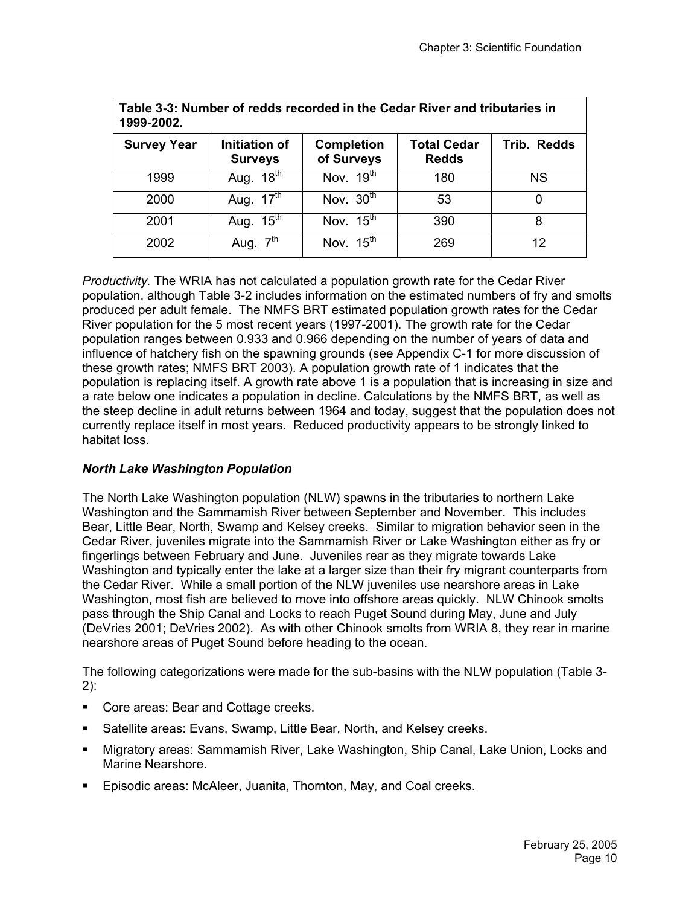| Table 3-3: Number of redds recorded in the Cedar River and tributaries in 1999-2002. | | | | |
|---|---|---|---|---|
| **Survey Year** | **Initiation of Surveys** | **Completion of Surveys** | **Total Cedar Redds** | **Trib. Redds** |
| 1999 | Aug. 18th | Nov. 19th | 180 | NS |
| 2000 | Aug. 17th | Nov. 30th | 53 | 0 |
| 2001 | Aug. 15th | Nov. 15th | 390 | 8 |
| 2002 | Aug. 7th | Nov. 15th | 269 | 12 |

*Productivity*. The WRIA has not calculated a population growth rate for the Cedar River population, although Table 3-2 includes information on the estimated numbers of fry and smolts produced per adult female. The NMFS BRT estimated population growth rates for the Cedar River population for the 5 most recent years (1997-2001). The growth rate for the Cedar population ranges between 0.933 and 0.966 depending on the number of years of data and influence of hatchery fish on the spawning grounds (see Appendix C-1 for more discussion of these growth rates; NMFS BRT 2003). A population growth rate of 1 indicates that the population is replacing itself. A growth rate above 1 is a population that is increasing in size and a rate below one indicates a population in decline. Calculations by the NMFS BRT, as well as the steep decline in adult returns between 1964 and today, suggest that the population does not currently replace itself in most years. Reduced productivity appears to be strongly linked to habitat loss.

### *North Lake Washington Population*

The North Lake Washington population (NLW) spawns in the tributaries to northern Lake Washington and the Sammamish River between September and November. This includes Bear, Little Bear, North, Swamp and Kelsey creeks. Similar to migration behavior seen in the Cedar River, juveniles migrate into the Sammamish River or Lake Washington either as fry or fingerlings between February and June. Juveniles rear as they migrate towards Lake Washington and typically enter the lake at a larger size than their fry migrant counterparts from the Cedar River. While a small portion of the NLW juveniles use nearshore areas in Lake Washington, most fish are believed to move into offshore areas quickly. NLW Chinook smolts pass through the Ship Canal and Locks to reach Puget Sound during May, June and July (DeVries 2001; DeVries 2002). As with other Chinook smolts from WRIA 8, they rear in marine nearshore areas of Puget Sound before heading to the ocean.

The following categorizations were made for the sub-basins with the NLW population (Table 3-2):

- Core areas: Bear and Cottage creeks.
- Satellite areas: Evans, Swamp, Little Bear, North, and Kelsey creeks.
- Migratory areas: Sammamish River, Lake Washington, Ship Canal, Lake Union, Locks and Marine Nearshore.
- Episodic areas: McAleer, Juanita, Thornton, May, and Coal creeks.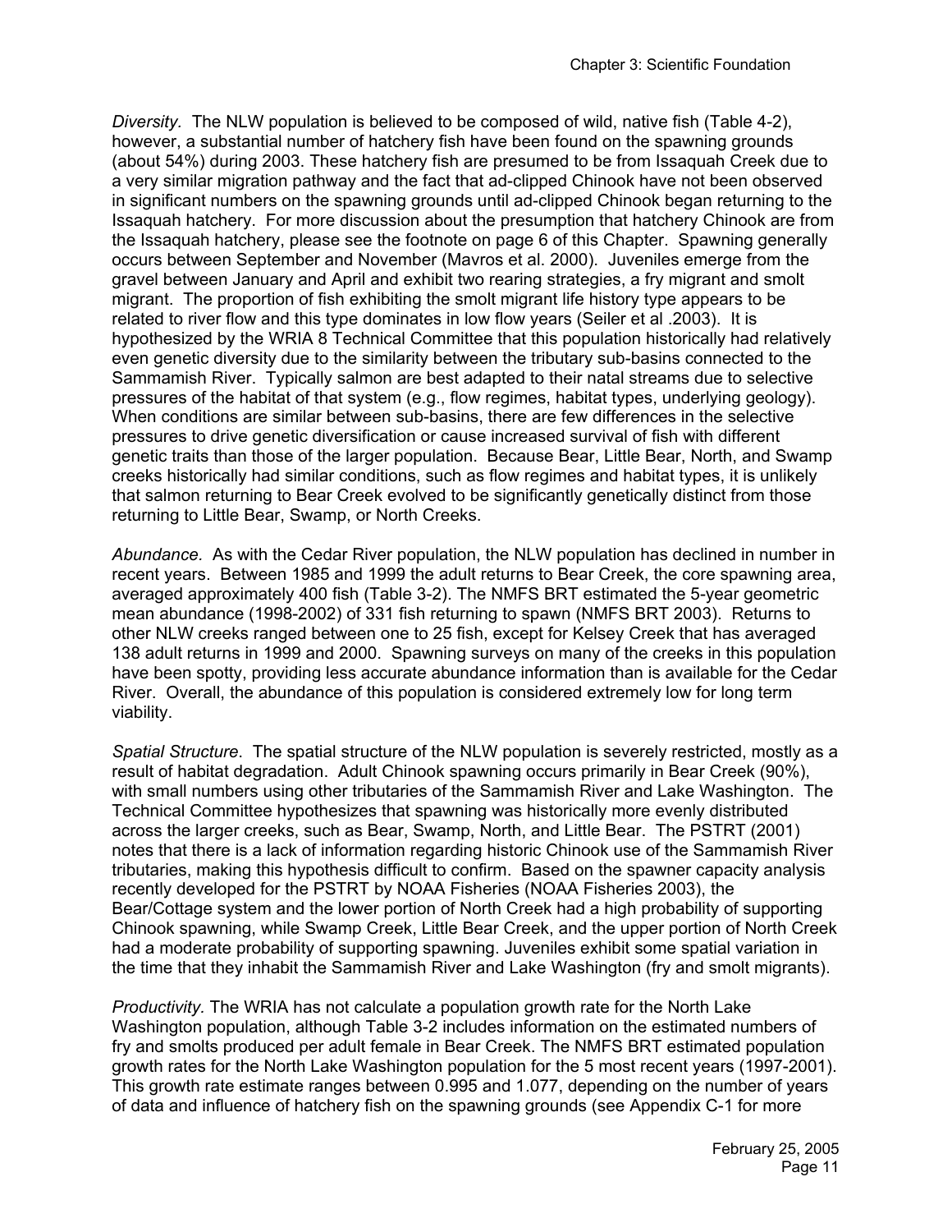*Diversity.* The NLW population is believed to be composed of wild, native fish (Table 4-2), however, a substantial number of hatchery fish have been found on the spawning grounds (about 54%) during 2003. These hatchery fish are presumed to be from Issaquah Creek due to a very similar migration pathway and the fact that ad-clipped Chinook have not been observed in significant numbers on the spawning grounds until ad-clipped Chinook began returning to the Issaquah hatchery. For more discussion about the presumption that hatchery Chinook are from the Issaquah hatchery, please see the footnote on page 6 of this Chapter. Spawning generally occurs between September and November (Mavros et al. 2000). Juveniles emerge from the gravel between January and April and exhibit two rearing strategies, a fry migrant and smolt migrant. The proportion of fish exhibiting the smolt migrant life history type appears to be related to river flow and this type dominates in low flow years (Seiler et al .2003). It is hypothesized by the WRIA 8 Technical Committee that this population historically had relatively even genetic diversity due to the similarity between the tributary sub-basins connected to the Sammamish River. Typically salmon are best adapted to their natal streams due to selective pressures of the habitat of that system (e.g., flow regimes, habitat types, underlying geology). When conditions are similar between sub-basins, there are few differences in the selective pressures to drive genetic diversification or cause increased survival of fish with different genetic traits than those of the larger population. Because Bear, Little Bear, North, and Swamp creeks historically had similar conditions, such as flow regimes and habitat types, it is unlikely that salmon returning to Bear Creek evolved to be significantly genetically distinct from those returning to Little Bear, Swamp, or North Creeks.

*Abundance.* As with the Cedar River population, the NLW population has declined in number in recent years. Between 1985 and 1999 the adult returns to Bear Creek, the core spawning area, averaged approximately 400 fish (Table 3-2). The NMFS BRT estimated the 5-year geometric mean abundance (1998-2002) of 331 fish returning to spawn (NMFS BRT 2003). Returns to other NLW creeks ranged between one to 25 fish, except for Kelsey Creek that has averaged 138 adult returns in 1999 and 2000. Spawning surveys on many of the creeks in this population have been spotty, providing less accurate abundance information than is available for the Cedar River. Overall, the abundance of this population is considered extremely low for long term viability.

*Spatial Structure.* The spatial structure of the NLW population is severely restricted, mostly as a result of habitat degradation. Adult Chinook spawning occurs primarily in Bear Creek (90%), with small numbers using other tributaries of the Sammamish River and Lake Washington. The Technical Committee hypothesizes that spawning was historically more evenly distributed across the larger creeks, such as Bear, Swamp, North, and Little Bear. The PSTRT (2001) notes that there is a lack of information regarding historic Chinook use of the Sammamish River tributaries, making this hypothesis difficult to confirm. Based on the spawner capacity analysis recently developed for the PSTRT by NOAA Fisheries (NOAA Fisheries 2003), the Bear/Cottage system and the lower portion of North Creek had a high probability of supporting Chinook spawning, while Swamp Creek, Little Bear Creek, and the upper portion of North Creek had a moderate probability of supporting spawning. Juveniles exhibit some spatial variation in the time that they inhabit the Sammamish River and Lake Washington (fry and smolt migrants).

*Productivity.* The WRIA has not calculate a population growth rate for the North Lake Washington population, although Table 3-2 includes information on the estimated numbers of fry and smolts produced per adult female in Bear Creek. The NMFS BRT estimated population growth rates for the North Lake Washington population for the 5 most recent years (1997-2001). This growth rate estimate ranges between 0.995 and 1.077, depending on the number of years of data and influence of hatchery fish on the spawning grounds (see Appendix C-1 for more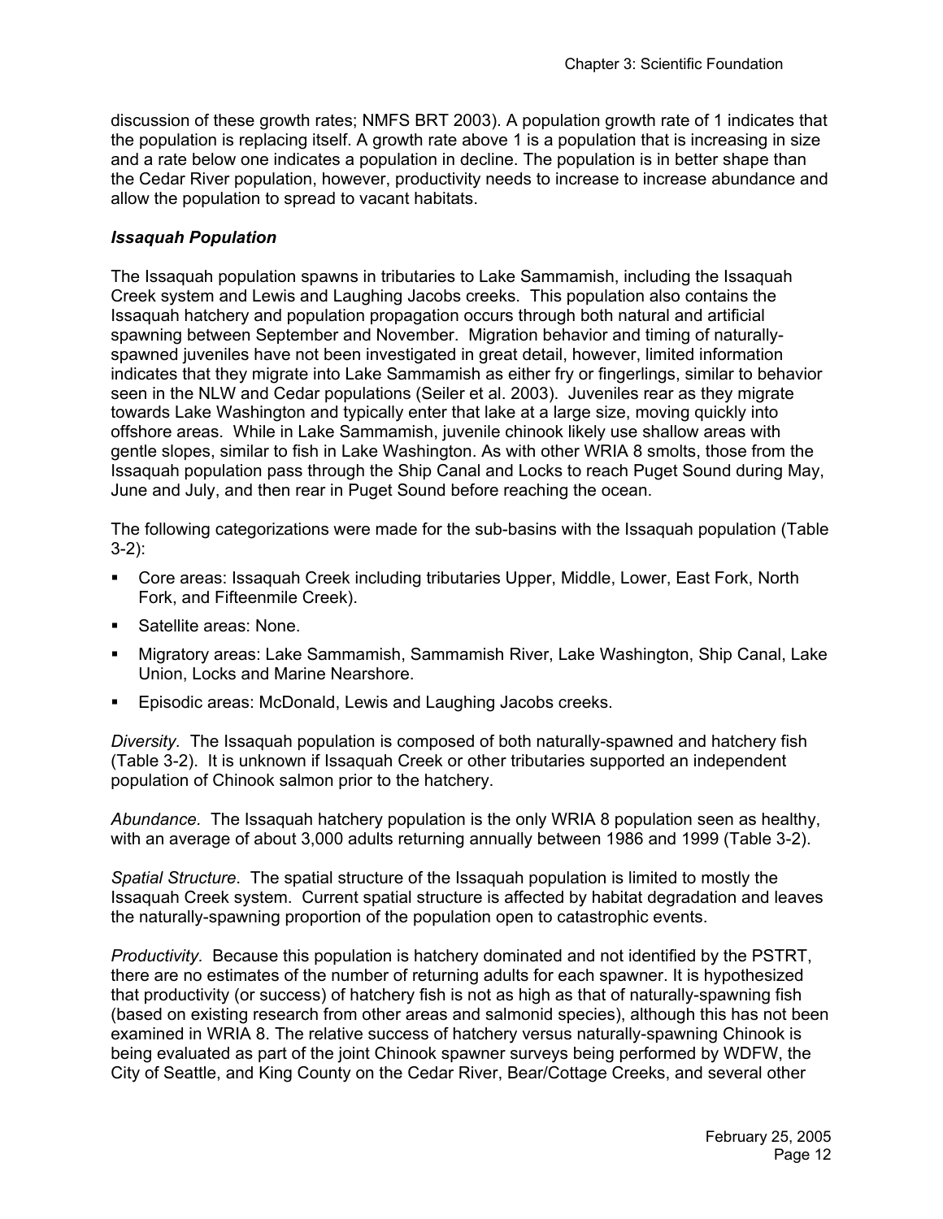discussion of these growth rates; NMFS BRT 2003). A population growth rate of 1 indicates that the population is replacing itself. A growth rate above 1 is a population that is increasing in size and a rate below one indicates a population in decline. The population is in better shape than the Cedar River population, however, productivity needs to increase to increase abundance and allow the population to spread to vacant habitats.

### *Issaquah Population*

The Issaquah population spawns in tributaries to Lake Sammamish, including the Issaquah Creek system and Lewis and Laughing Jacobs creeks. This population also contains the Issaquah hatchery and population propagation occurs through both natural and artificial spawning between September and November. Migration behavior and timing of naturally-spawned juveniles have not been investigated in great detail, however, limited information indicates that they migrate into Lake Sammamish as either fry or fingerlings, similar to behavior seen in the NLW and Cedar populations (Seiler et al. 2003). Juveniles rear as they migrate towards Lake Washington and typically enter that lake at a large size, moving quickly into offshore areas. While in Lake Sammamish, juvenile chinook likely use shallow areas with gentle slopes, similar to fish in Lake Washington. As with other WRIA 8 smolts, those from the Issaquah population pass through the Ship Canal and Locks to reach Puget Sound during May, June and July, and then rear in Puget Sound before reaching the ocean.

The following categorizations were made for the sub-basins with the Issaquah population (Table 3-2):

- Core areas: Issaquah Creek including tributaries Upper, Middle, Lower, East Fork, North Fork, and Fifteenmile Creek).
- Satellite areas: None.
- Migratory areas: Lake Sammamish, Sammamish River, Lake Washington, Ship Canal, Lake Union, Locks and Marine Nearshore.
- Episodic areas: McDonald, Lewis and Laughing Jacobs creeks.

*Diversity*. The Issaquah population is composed of both naturally-spawned and hatchery fish (Table 3-2). It is unknown if Issaquah Creek or other tributaries supported an independent population of Chinook salmon prior to the hatchery.

*Abundance.* The Issaquah hatchery population is the only WRIA 8 population seen as healthy, with an average of about 3,000 adults returning annually between 1986 and 1999 (Table 3-2).

*Spatial Structure*. The spatial structure of the Issaquah population is limited to mostly the Issaquah Creek system. Current spatial structure is affected by habitat degradation and leaves the naturally-spawning proportion of the population open to catastrophic events.

*Productivity.* Because this population is hatchery dominated and not identified by the PSTRT, there are no estimates of the number of returning adults for each spawner. It is hypothesized that productivity (or success) of hatchery fish is not as high as that of naturally-spawning fish (based on existing research from other areas and salmonid species), although this has not been examined in WRIA 8. The relative success of hatchery versus naturally-spawning Chinook is being evaluated as part of the joint Chinook spawner surveys being performed by WDFW, the City of Seattle, and King County on the Cedar River, Bear/Cottage Creeks, and several other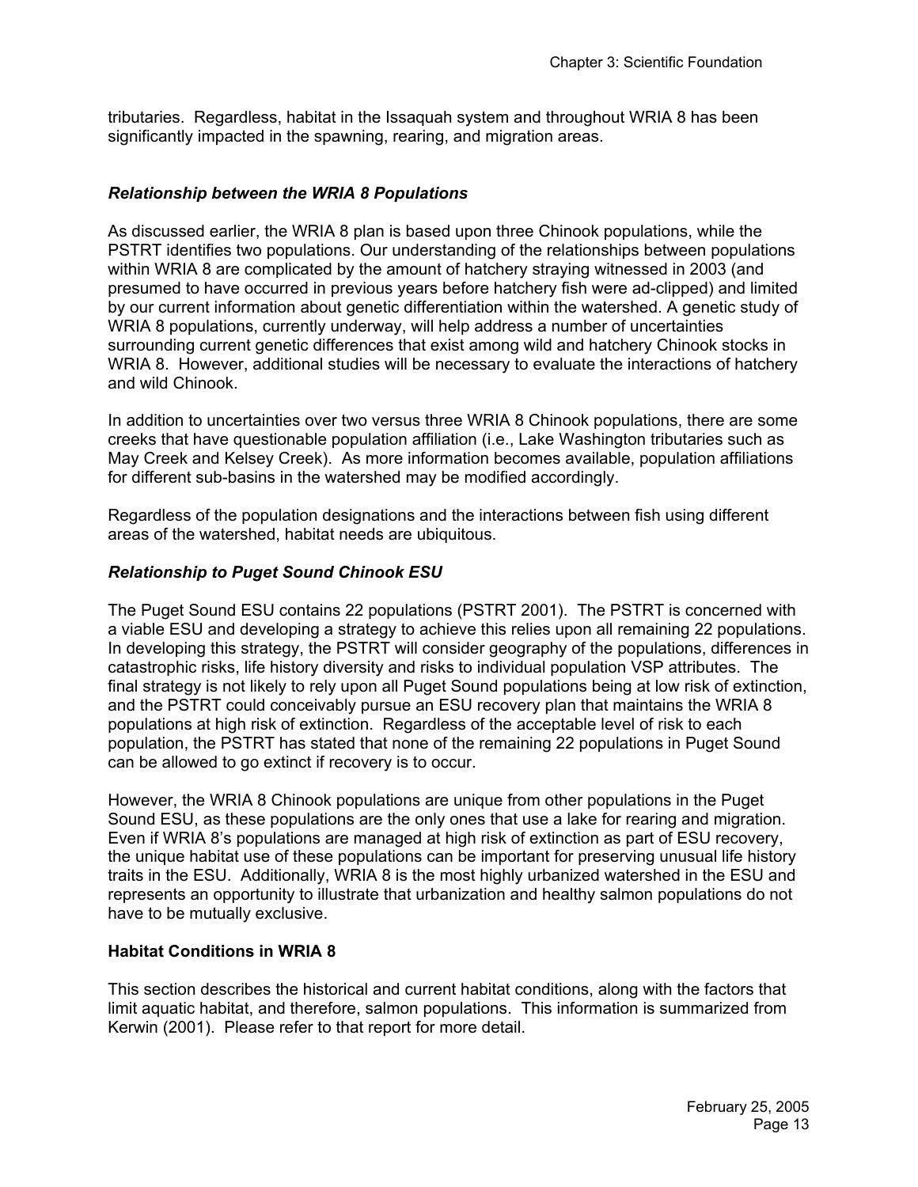tributaries. Regardless, habitat in the Issaquah system and throughout WRIA 8 has been significantly impacted in the spawning, rearing, and migration areas.

### *Relationship between the WRIA 8 Populations*

As discussed earlier, the WRIA 8 plan is based upon three Chinook populations, while the PSTRT identifies two populations. Our understanding of the relationships between populations within WRIA 8 are complicated by the amount of hatchery straying witnessed in 2003 (and presumed to have occurred in previous years before hatchery fish were ad-clipped) and limited by our current information about genetic differentiation within the watershed. A genetic study of WRIA 8 populations, currently underway, will help address a number of uncertainties surrounding current genetic differences that exist among wild and hatchery Chinook stocks in WRIA 8. However, additional studies will be necessary to evaluate the interactions of hatchery and wild Chinook.

In addition to uncertainties over two versus three WRIA 8 Chinook populations, there are some creeks that have questionable population affiliation (i.e., Lake Washington tributaries such as May Creek and Kelsey Creek). As more information becomes available, population affiliations for different sub-basins in the watershed may be modified accordingly.

Regardless of the population designations and the interactions between fish using different areas of the watershed, habitat needs are ubiquitous.

### *Relationship to Puget Sound Chinook ESU*

The Puget Sound ESU contains 22 populations (PSTRT 2001). The PSTRT is concerned with a viable ESU and developing a strategy to achieve this relies upon all remaining 22 populations. In developing this strategy, the PSTRT will consider geography of the populations, differences in catastrophic risks, life history diversity and risks to individual population VSP attributes. The final strategy is not likely to rely upon all Puget Sound populations being at low risk of extinction, and the PSTRT could conceivably pursue an ESU recovery plan that maintains the WRIA 8 populations at high risk of extinction. Regardless of the acceptable level of risk to each population, the PSTRT has stated that none of the remaining 22 populations in Puget Sound can be allowed to go extinct if recovery is to occur.

However, the WRIA 8 Chinook populations are unique from other populations in the Puget Sound ESU, as these populations are the only ones that use a lake for rearing and migration. Even if WRIA 8's populations are managed at high risk of extinction as part of ESU recovery, the unique habitat use of these populations can be important for preserving unusual life history traits in the ESU. Additionally, WRIA 8 is the most highly urbanized watershed in the ESU and represents an opportunity to illustrate that urbanization and healthy salmon populations do not have to be mutually exclusive.

## Habitat Conditions in WRIA 8

This section describes the historical and current habitat conditions, along with the factors that limit aquatic habitat, and therefore, salmon populations. This information is summarized from Kerwin (2001). Please refer to that report for more detail.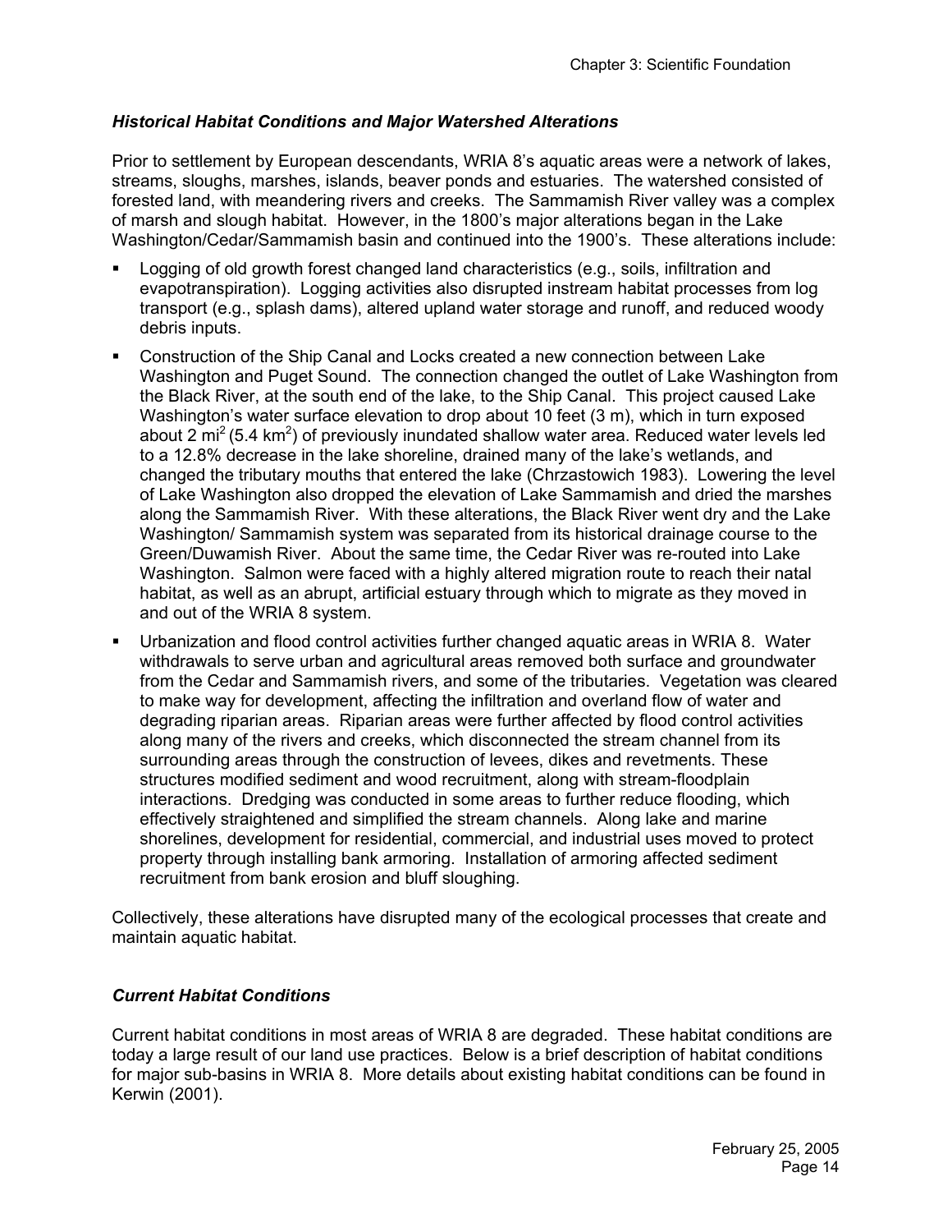### *Historical Habitat Conditions and Major Watershed Alterations*

Prior to settlement by European descendants, WRIA 8's aquatic areas were a network of lakes, streams, sloughs, marshes, islands, beaver ponds and estuaries. The watershed consisted of forested land, with meandering rivers and creeks. The Sammamish River valley was a complex of marsh and slough habitat. However, in the 1800's major alterations began in the Lake Washington/Cedar/Sammamish basin and continued into the 1900's. These alterations include:

- Logging of old growth forest changed land characteristics (e.g., soils, infiltration and evapotranspiration). Logging activities also disrupted instream habitat processes from log transport (e.g., splash dams), altered upland water storage and runoff, and reduced woody debris inputs.
- Construction of the Ship Canal and Locks created a new connection between Lake Washington and Puget Sound. The connection changed the outlet of Lake Washington from the Black River, at the south end of the lake, to the Ship Canal. This project caused Lake Washington's water surface elevation to drop about 10 feet (3 m), which in turn exposed about 2 $mi^2$ (5.4 $km^2$) of previously inundated shallow water area. Reduced water levels led to a 12.8% decrease in the lake shoreline, drained many of the lake's wetlands, and changed the tributary mouths that entered the lake (Chrzastowich 1983). Lowering the level of Lake Washington also dropped the elevation of Lake Sammamish and dried the marshes along the Sammamish River. With these alterations, the Black River went dry and the Lake Washington/ Sammamish system was separated from its historical drainage course to the Green/Duwamish River. About the same time, the Cedar River was re-routed into Lake Washington. Salmon were faced with a highly altered migration route to reach their natal habitat, as well as an abrupt, artificial estuary through which to migrate as they moved in and out of the WRIA 8 system.
- Urbanization and flood control activities further changed aquatic areas in WRIA 8. Water withdrawals to serve urban and agricultural areas removed both surface and groundwater from the Cedar and Sammamish rivers, and some of the tributaries. Vegetation was cleared to make way for development, affecting the infiltration and overland flow of water and degrading riparian areas. Riparian areas were further affected by flood control activities along many of the rivers and creeks, which disconnected the stream channel from its surrounding areas through the construction of levees, dikes and revetments. These structures modified sediment and wood recruitment, along with stream-floodplain interactions. Dredging was conducted in some areas to further reduce flooding, which effectively straightened and simplified the stream channels. Along lake and marine shorelines, development for residential, commercial, and industrial uses moved to protect property through installing bank armoring. Installation of armoring affected sediment recruitment from bank erosion and bluff sloughing.

Collectively, these alterations have disrupted many of the ecological processes that create and maintain aquatic habitat.

### *Current Habitat Conditions*

Current habitat conditions in most areas of WRIA 8 are degraded. These habitat conditions are today a large result of our land use practices. Below is a brief description of habitat conditions for major sub-basins in WRIA 8. More details about existing habitat conditions can be found in Kerwin (2001).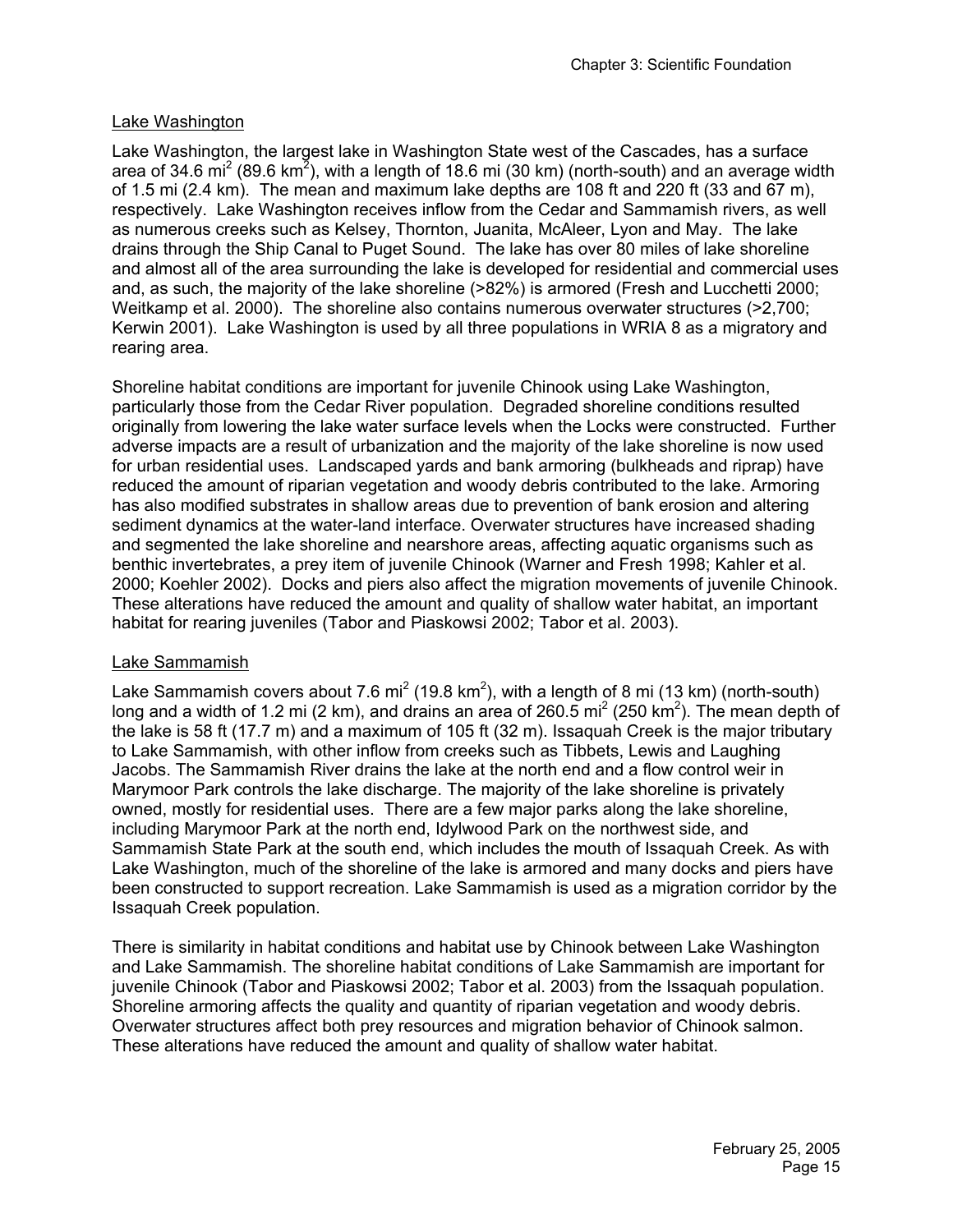## Lake Washington

Lake Washington, the largest lake in Washington State west of the Cascades, has a surface area of 34.6 $mi^2$ (89.6 $km^2$), with a length of 18.6 mi (30 km) (north-south) and an average width of 1.5 mi (2.4 km). The mean and maximum lake depths are 108 ft and 220 ft (33 and 67 m), respectively. Lake Washington receives inflow from the Cedar and Sammamish rivers, as well as numerous creeks such as Kelsey, Thornton, Juanita, McAleer, Lyon and May. The lake drains through the Ship Canal to Puget Sound. The lake has over 80 miles of lake shoreline and almost all of the area surrounding the lake is developed for residential and commercial uses and, as such, the majority of the lake shoreline (>82%) is armored (Fresh and Lucchetti 2000; Weitkamp et al. 2000). The shoreline also contains numerous overwater structures (>2,700; Kerwin 2001). Lake Washington is used by all three populations in WRIA 8 as a migratory and rearing area.

Shoreline habitat conditions are important for juvenile Chinook using Lake Washington, particularly those from the Cedar River population. Degraded shoreline conditions resulted originally from lowering the lake water surface levels when the Locks were constructed. Further adverse impacts are a result of urbanization and the majority of the lake shoreline is now used for urban residential uses. Landscaped yards and bank armoring (bulkheads and riprap) have reduced the amount of riparian vegetation and woody debris contributed to the lake. Armoring has also modified substrates in shallow areas due to prevention of bank erosion and altering sediment dynamics at the water-land interface. Overwater structures have increased shading and segmented the lake shoreline and nearshore areas, affecting aquatic organisms such as benthic invertebrates, a prey item of juvenile Chinook (Warner and Fresh 1998; Kahler et al. 2000; Koehler 2002). Docks and piers also affect the migration movements of juvenile Chinook. These alterations have reduced the amount and quality of shallow water habitat, an important habitat for rearing juveniles (Tabor and Piaskowsi 2002; Tabor et al. 2003).

## Lake Sammamish

Lake Sammamish covers about 7.6 $mi^2$ (19.8 $km^2$), with a length of 8 mi (13 km) (north-south) long and a width of 1.2 mi (2 km), and drains an area of 260.5 $mi^2$ (250 $km^2$). The mean depth of the lake is 58 ft (17.7 m) and a maximum of 105 ft (32 m). Issaquah Creek is the major tributary to Lake Sammamish, with other inflow from creeks such as Tibbets, Lewis and Laughing Jacobs. The Sammamish River drains the lake at the north end and a flow control weir in Marymoor Park controls the lake discharge. The majority of the lake shoreline is privately owned, mostly for residential uses. There are a few major parks along the lake shoreline, including Marymoor Park at the north end, Idylwood Park on the northwest side, and Sammamish State Park at the south end, which includes the mouth of Issaquah Creek. As with Lake Washington, much of the shoreline of the lake is armored and many docks and piers have been constructed to support recreation. Lake Sammamish is used as a migration corridor by the Issaquah Creek population.

There is similarity in habitat conditions and habitat use by Chinook between Lake Washington and Lake Sammamish. The shoreline habitat conditions of Lake Sammamish are important for juvenile Chinook (Tabor and Piaskowsi 2002; Tabor et al. 2003) from the Issaquah population. Shoreline armoring affects the quality and quantity of riparian vegetation and woody debris. Overwater structures affect both prey resources and migration behavior of Chinook salmon. These alterations have reduced the amount and quality of shallow water habitat.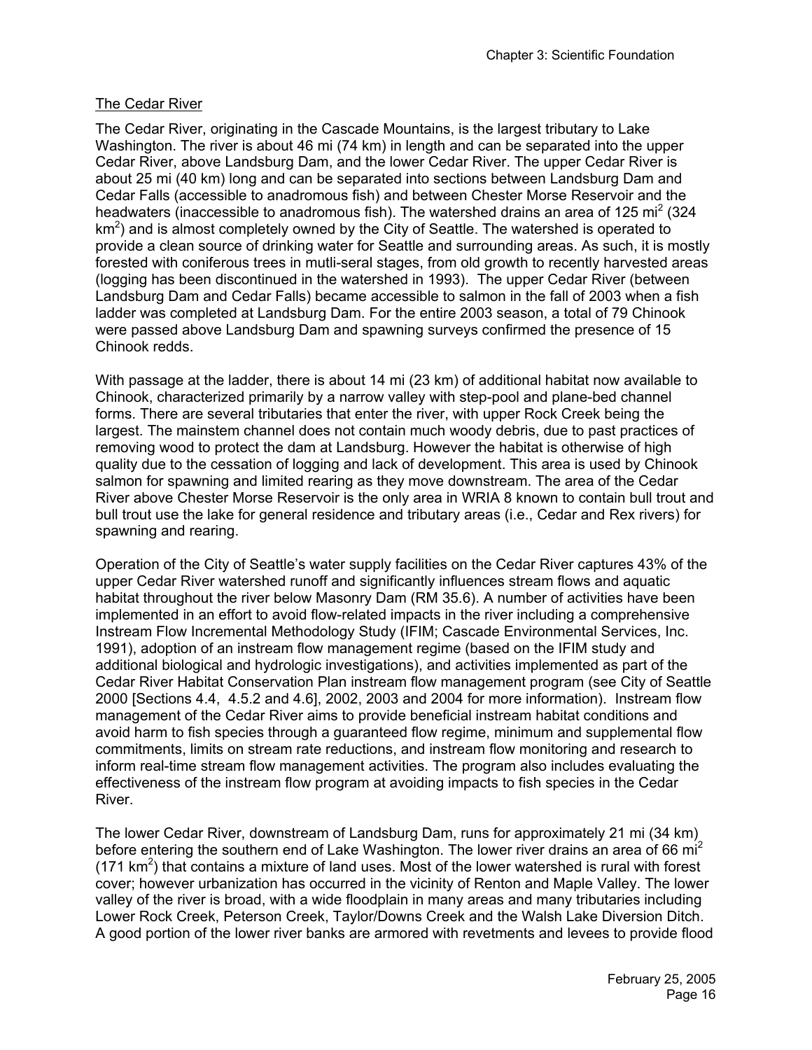The Cedar River

The Cedar River, originating in the Cascade Mountains, is the largest tributary to Lake Washington. The river is about 46 mi (74 km) in length and can be separated into the upper Cedar River, above Landsburg Dam, and the lower Cedar River. The upper Cedar River is about 25 mi (40 km) long and can be separated into sections between Landsburg Dam and Cedar Falls (accessible to anadromous fish) and between Chester Morse Reservoir and the headwaters (inaccessible to anadromous fish). The watershed drains an area of 125 $mi^2$ (324 $km^2$) and is almost completely owned by the City of Seattle. The watershed is operated to provide a clean source of drinking water for Seattle and surrounding areas. As such, it is mostly forested with coniferous trees in mutli-seral stages, from old growth to recently harvested areas (logging has been discontinued in the watershed in 1993). The upper Cedar River (between Landsburg Dam and Cedar Falls) became accessible to salmon in the fall of 2003 when a fish ladder was completed at Landsburg Dam. For the entire 2003 season, a total of 79 Chinook were passed above Landsburg Dam and spawning surveys confirmed the presence of 15 Chinook redds.

With passage at the ladder, there is about 14 mi (23 km) of additional habitat now available to Chinook, characterized primarily by a narrow valley with step-pool and plane-bed channel forms. There are several tributaries that enter the river, with upper Rock Creek being the largest. The mainstem channel does not contain much woody debris, due to past practices of removing wood to protect the dam at Landsburg. However the habitat is otherwise of high quality due to the cessation of logging and lack of development. This area is used by Chinook salmon for spawning and limited rearing as they move downstream. The area of the Cedar River above Chester Morse Reservoir is the only area in WRIA 8 known to contain bull trout and bull trout use the lake for general residence and tributary areas (i.e., Cedar and Rex rivers) for spawning and rearing.

Operation of the City of Seattle's water supply facilities on the Cedar River captures 43% of the upper Cedar River watershed runoff and significantly influences stream flows and aquatic habitat throughout the river below Masonry Dam (RM 35.6). A number of activities have been implemented in an effort to avoid flow-related impacts in the river including a comprehensive Instream Flow Incremental Methodology Study (IFIM; Cascade Environmental Services, Inc. 1991), adoption of an instream flow management regime (based on the IFIM study and additional biological and hydrologic investigations), and activities implemented as part of the Cedar River Habitat Conservation Plan instream flow management program (see City of Seattle 2000 [Sections 4.4, 4.5.2 and 4.6], 2002, 2003 and 2004 for more information). Instream flow management of the Cedar River aims to provide beneficial instream habitat conditions and avoid harm to fish species through a guaranteed flow regime, minimum and supplemental flow commitments, limits on stream rate reductions, and instream flow monitoring and research to inform real-time stream flow management activities. The program also includes evaluating the effectiveness of the instream flow program at avoiding impacts to fish species in the Cedar River.

The lower Cedar River, downstream of Landsburg Dam, runs for approximately 21 mi (34 km) before entering the southern end of Lake Washington. The lower river drains an area of 66 $mi^2$ (171 $km^2$) that contains a mixture of land uses. Most of the lower watershed is rural with forest cover; however urbanization has occurred in the vicinity of Renton and Maple Valley. The lower valley of the river is broad, with a wide floodplain in many areas and many tributaries including Lower Rock Creek, Peterson Creek, Taylor/Downs Creek and the Walsh Lake Diversion Ditch. A good portion of the lower river banks are armored with revetments and levees to provide flood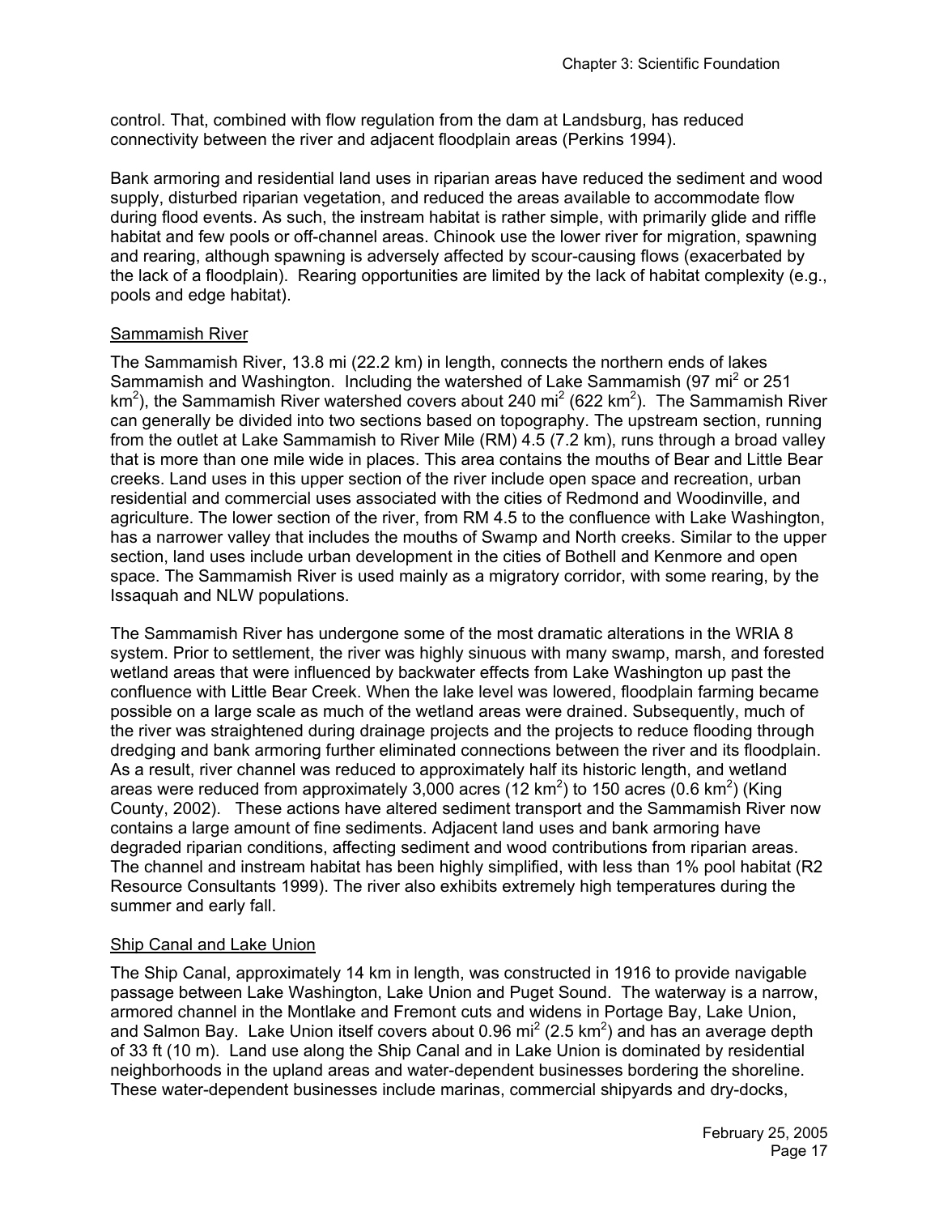control. That, combined with flow regulation from the dam at Landsburg, has reduced connectivity between the river and adjacent floodplain areas (Perkins 1994).

Bank armoring and residential land uses in riparian areas have reduced the sediment and wood supply, disturbed riparian vegetation, and reduced the areas available to accommodate flow during flood events. As such, the instream habitat is rather simple, with primarily glide and riffle habitat and few pools or off-channel areas. Chinook use the lower river for migration, spawning and rearing, although spawning is adversely affected by scour-causing flows (exacerbated by the lack of a floodplain). Rearing opportunities are limited by the lack of habitat complexity (e.g., pools and edge habitat).

<u>Sammamish River</u>

The Sammamish River, 13.8 mi (22.2 km) in length, connects the northern ends of lakes Sammamish and Washington. Including the watershed of Lake Sammamish (97 $mi^2$ or 251 $km^2$), the Sammamish River watershed covers about 240 $mi^2$ (622 $km^2$). The Sammamish River can generally be divided into two sections based on topography. The upstream section, running from the outlet at Lake Sammamish to River Mile (RM) 4.5 (7.2 km), runs through a broad valley that is more than one mile wide in places. This area contains the mouths of Bear and Little Bear creeks. Land uses in this upper section of the river include open space and recreation, urban residential and commercial uses associated with the cities of Redmond and Woodinville, and agriculture. The lower section of the river, from RM 4.5 to the confluence with Lake Washington, has a narrower valley that includes the mouths of Swamp and North creeks. Similar to the upper section, land uses include urban development in the cities of Bothell and Kenmore and open space. The Sammamish River is used mainly as a migratory corridor, with some rearing, by the Issaquah and NLW populations.

The Sammamish River has undergone some of the most dramatic alterations in the WRIA 8 system. Prior to settlement, the river was highly sinuous with many swamp, marsh, and forested wetland areas that were influenced by backwater effects from Lake Washington up past the confluence with Little Bear Creek. When the lake level was lowered, floodplain farming became possible on a large scale as much of the wetland areas were drained. Subsequently, much of the river was straightened during drainage projects and the projects to reduce flooding through dredging and bank armoring further eliminated connections between the river and its floodplain. As a result, river channel was reduced to approximately half its historic length, and wetland areas were reduced from approximately 3,000 acres (12 $km^2$) to 150 acres (0.6 $km^2$) (King County, 2002). These actions have altered sediment transport and the Sammamish River now contains a large amount of fine sediments. Adjacent land uses and bank armoring have degraded riparian conditions, affecting sediment and wood contributions from riparian areas. The channel and instream habitat has been highly simplified, with less than 1% pool habitat (R2 Resource Consultants 1999). The river also exhibits extremely high temperatures during the summer and early fall.

<u>Ship Canal and Lake Union</u>

The Ship Canal, approximately 14 km in length, was constructed in 1916 to provide navigable passage between Lake Washington, Lake Union and Puget Sound. The waterway is a narrow, armored channel in the Montlake and Fremont cuts and widens in Portage Bay, Lake Union, and Salmon Bay. Lake Union itself covers about 0.96 $mi^2$ (2.5 $km^2$) and has an average depth of 33 ft (10 m). Land use along the Ship Canal and in Lake Union is dominated by residential neighborhoods in the upland areas and water-dependent businesses bordering the shoreline. These water-dependent businesses include marinas, commercial shipyards and dry-docks,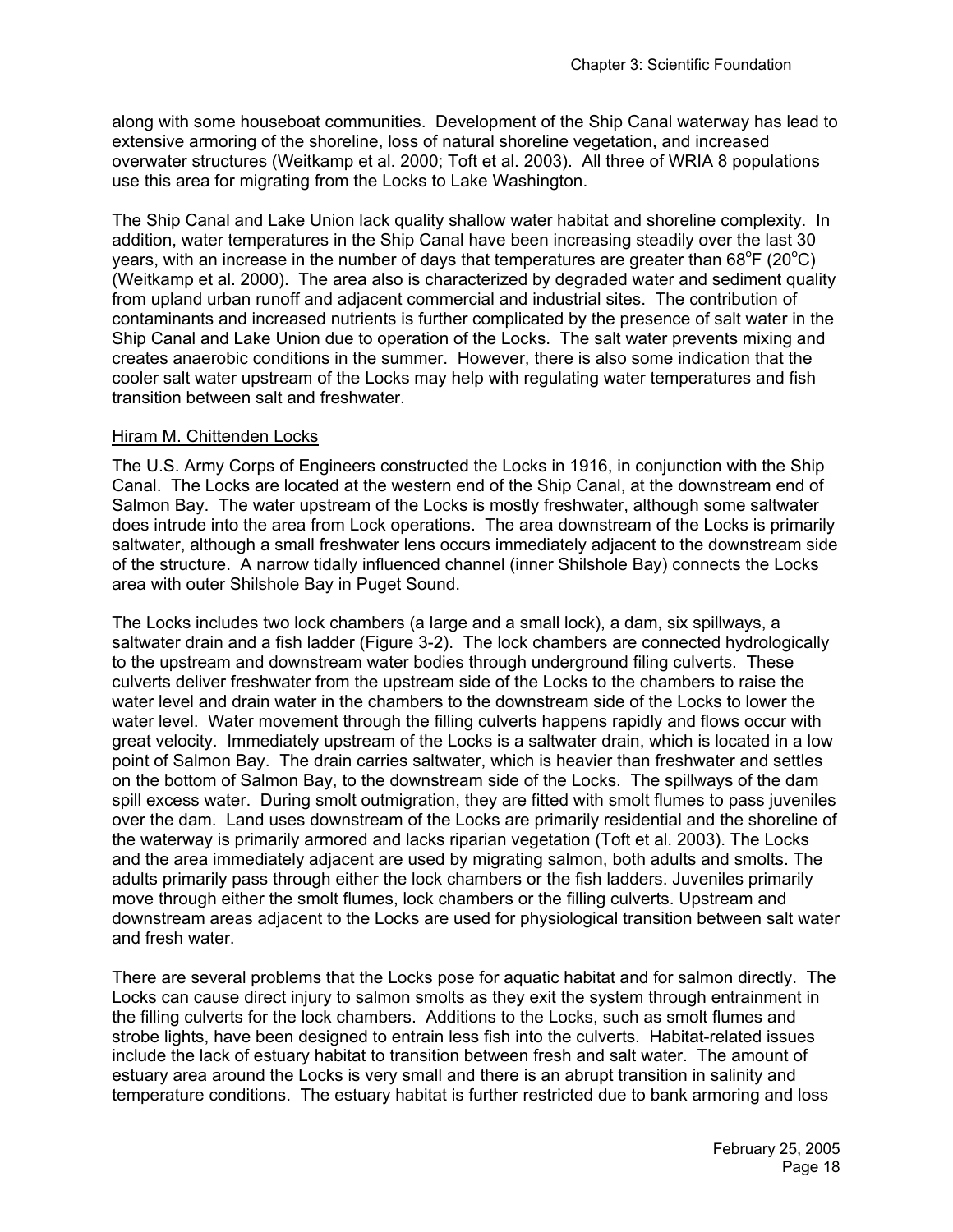along with some houseboat communities. Development of the Ship Canal waterway has lead to extensive armoring of the shoreline, loss of natural shoreline vegetation, and increased overwater structures (Weitkamp et al. 2000; Toft et al. 2003). All three of WRIA 8 populations use this area for migrating from the Locks to Lake Washington.

The Ship Canal and Lake Union lack quality shallow water habitat and shoreline complexity. In addition, water temperatures in the Ship Canal have been increasing steadily over the last 30 years, with an increase in the number of days that temperatures are greater than 68°F (20°C) (Weitkamp et al. 2000). The area also is characterized by degraded water and sediment quality from upland urban runoff and adjacent commercial and industrial sites. The contribution of contaminants and increased nutrients is further complicated by the presence of salt water in the Ship Canal and Lake Union due to operation of the Locks. The salt water prevents mixing and creates anaerobic conditions in the summer. However, there is also some indication that the cooler salt water upstream of the Locks may help with regulating water temperatures and fish transition between salt and freshwater.

<u>Hiram M. Chittenden Locks</u>

The U.S. Army Corps of Engineers constructed the Locks in 1916, in conjunction with the Ship Canal. The Locks are located at the western end of the Ship Canal, at the downstream end of Salmon Bay. The water upstream of the Locks is mostly freshwater, although some saltwater does intrude into the area from Lock operations. The area downstream of the Locks is primarily saltwater, although a small freshwater lens occurs immediately adjacent to the downstream side of the structure. A narrow tidally influenced channel (inner Shilshole Bay) connects the Locks area with outer Shilshole Bay in Puget Sound.

The Locks includes two lock chambers (a large and a small lock), a dam, six spillways, a saltwater drain and a fish ladder (Figure 3-2). The lock chambers are connected hydrologically to the upstream and downstream water bodies through underground filing culverts. These culverts deliver freshwater from the upstream side of the Locks to the chambers to raise the water level and drain water in the chambers to the downstream side of the Locks to lower the water level. Water movement through the filling culverts happens rapidly and flows occur with great velocity. Immediately upstream of the Locks is a saltwater drain, which is located in a low point of Salmon Bay. The drain carries saltwater, which is heavier than freshwater and settles on the bottom of Salmon Bay, to the downstream side of the Locks. The spillways of the dam spill excess water. During smolt outmigration, they are fitted with smolt flumes to pass juveniles over the dam. Land uses downstream of the Locks are primarily residential and the shoreline of the waterway is primarily armored and lacks riparian vegetation (Toft et al. 2003). The Locks and the area immediately adjacent are used by migrating salmon, both adults and smolts. The adults primarily pass through either the lock chambers or the fish ladders. Juveniles primarily move through either the smolt flumes, lock chambers or the filling culverts. Upstream and downstream areas adjacent to the Locks are used for physiological transition between salt water and fresh water.

There are several problems that the Locks pose for aquatic habitat and for salmon directly. The Locks can cause direct injury to salmon smolts as they exit the system through entrainment in the filling culverts for the lock chambers. Additions to the Locks, such as smolt flumes and strobe lights, have been designed to entrain less fish into the culverts. Habitat-related issues include the lack of estuary habitat to transition between fresh and salt water. The amount of estuary area around the Locks is very small and there is an abrupt transition in salinity and temperature conditions. The estuary habitat is further restricted due to bank armoring and loss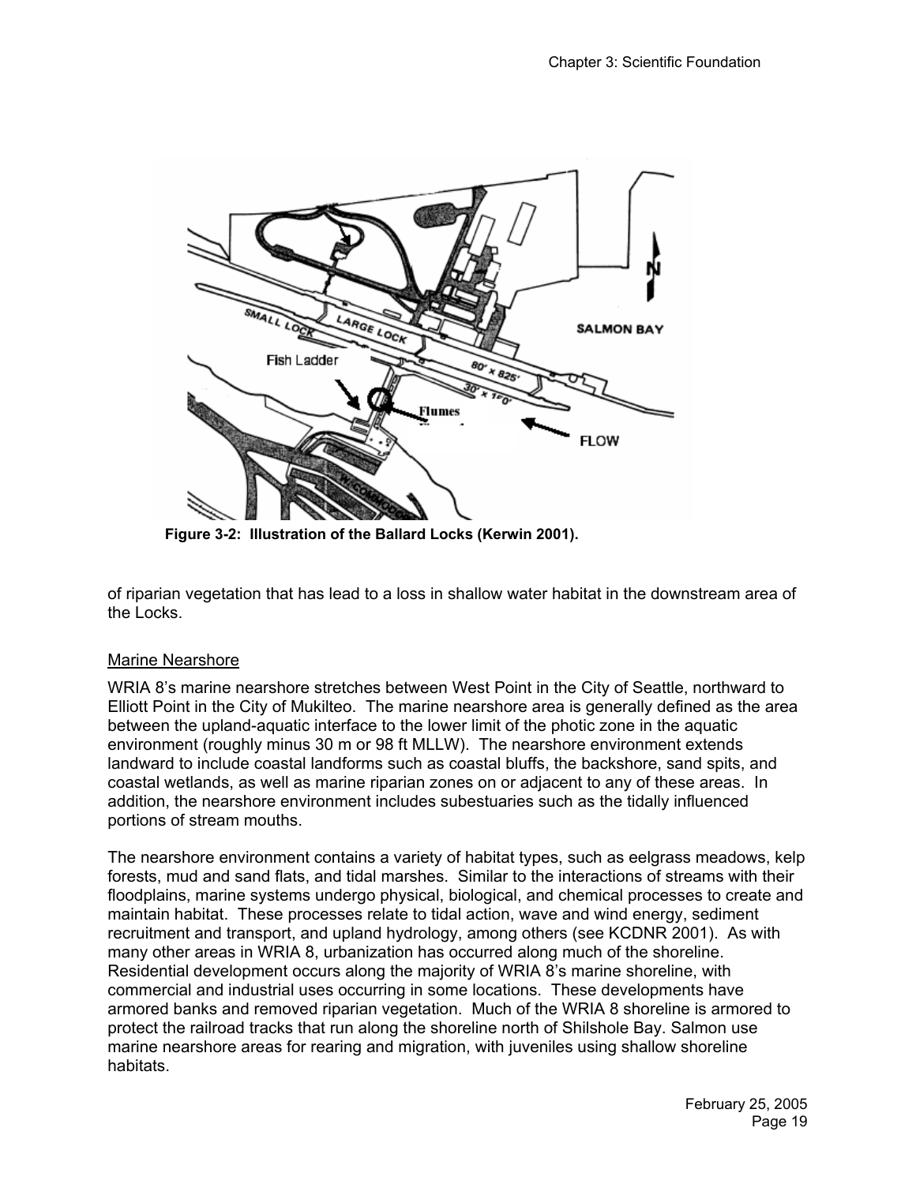Figure 3-2: Illustration of the Ballard Locks (Kerwin 2001).

of riparian vegetation that has lead to a loss in shallow water habitat in the downstream area of the Locks.

Marine Nearshore

WRIA 8's marine nearshore stretches between West Point in the City of Seattle, northward to Elliott Point in the City of Mukilteo. The marine nearshore area is generally defined as the area between the upland-aquatic interface to the lower limit of the photic zone in the aquatic environment (roughly minus 30 m or 98 ft MLLW). The nearshore environment extends landward to include coastal landforms such as coastal bluffs, the backshore, sand spits, and coastal wetlands, as well as marine riparian zones on or adjacent to any of these areas. In addition, the nearshore environment includes subestuaries such as the tidally influenced portions of stream mouths.

The nearshore environment contains a variety of habitat types, such as eelgrass meadows, kelp forests, mud and sand flats, and tidal marshes. Similar to the interactions of streams with their floodplains, marine systems undergo physical, biological, and chemical processes to create and maintain habitat. These processes relate to tidal action, wave and wind energy, sediment recruitment and transport, and upland hydrology, among others (see KCDNR 2001). As with many other areas in WRIA 8, urbanization has occurred along much of the shoreline. Residential development occurs along the majority of WRIA 8's marine shoreline, with commercial and industrial uses occurring in some locations. These developments have armored banks and removed riparian vegetation. Much of the WRIA 8 shoreline is armored to protect the railroad tracks that run along the shoreline north of Shilshole Bay. Salmon use marine nearshore areas for rearing and migration, with juveniles using shallow shoreline habitats.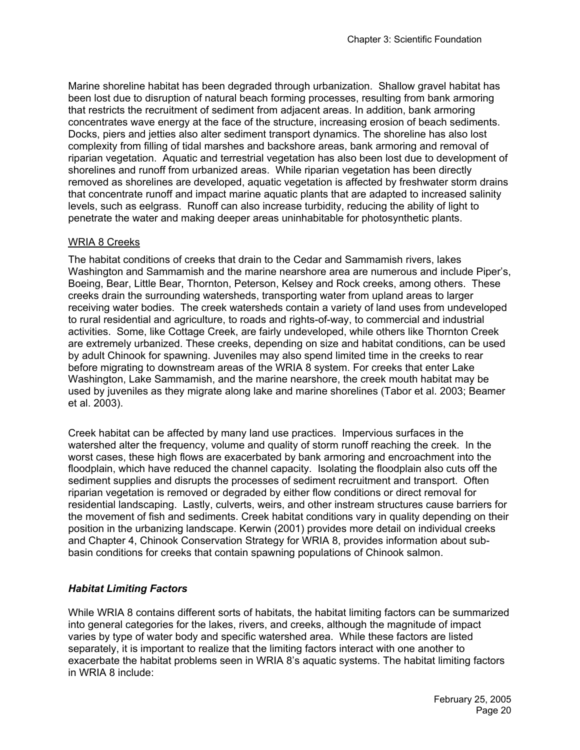Marine shoreline habitat has been degraded through urbanization. Shallow gravel habitat has been lost due to disruption of natural beach forming processes, resulting from bank armoring that restricts the recruitment of sediment from adjacent areas. In addition, bank armoring concentrates wave energy at the face of the structure, increasing erosion of beach sediments. Docks, piers and jetties also alter sediment transport dynamics. The shoreline has also lost complexity from filling of tidal marshes and backshore areas, bank armoring and removal of riparian vegetation. Aquatic and terrestrial vegetation has also been lost due to development of shorelines and runoff from urbanized areas. While riparian vegetation has been directly removed as shorelines are developed, aquatic vegetation is affected by freshwater storm drains that concentrate runoff and impact marine aquatic plants that are adapted to increased salinity levels, such as eelgrass. Runoff can also increase turbidity, reducing the ability of light to penetrate the water and making deeper areas uninhabitable for photosynthetic plants.

WRIA 8 Creeks

The habitat conditions of creeks that drain to the Cedar and Sammamish rivers, lakes Washington and Sammamish and the marine nearshore area are numerous and include Piper's, Boeing, Bear, Little Bear, Thornton, Peterson, Kelsey and Rock creeks, among others. These creeks drain the surrounding watersheds, transporting water from upland areas to larger receiving water bodies. The creek watersheds contain a variety of land uses from undeveloped to rural residential and agriculture, to roads and rights-of-way, to commercial and industrial activities. Some, like Cottage Creek, are fairly undeveloped, while others like Thornton Creek are extremely urbanized. These creeks, depending on size and habitat conditions, can be used by adult Chinook for spawning. Juveniles may also spend limited time in the creeks to rear before migrating to downstream areas of the WRIA 8 system. For creeks that enter Lake Washington, Lake Sammamish, and the marine nearshore, the creek mouth habitat may be used by juveniles as they migrate along lake and marine shorelines (Tabor et al. 2003; Beamer et al. 2003).

Creek habitat can be affected by many land use practices. Impervious surfaces in the watershed alter the frequency, volume and quality of storm runoff reaching the creek. In the worst cases, these high flows are exacerbated by bank armoring and encroachment into the floodplain, which have reduced the channel capacity. Isolating the floodplain also cuts off the sediment supplies and disrupts the processes of sediment recruitment and transport. Often riparian vegetation is removed or degraded by either flow conditions or direct removal for residential landscaping. Lastly, culverts, weirs, and other instream structures cause barriers for the movement of fish and sediments. Creek habitat conditions vary in quality depending on their position in the urbanizing landscape. Kerwin (2001) provides more detail on individual creeks and Chapter 4, Chinook Conservation Strategy for WRIA 8, provides information about sub-basin conditions for creeks that contain spawning populations of Chinook salmon.

### *Habitat Limiting Factors*

While WRIA 8 contains different sorts of habitats, the habitat limiting factors can be summarized into general categories for the lakes, rivers, and creeks, although the magnitude of impact varies by type of water body and specific watershed area. While these factors are listed separately, it is important to realize that the limiting factors interact with one another to exacerbate the habitat problems seen in WRIA 8's aquatic systems. The habitat limiting factors in WRIA 8 include: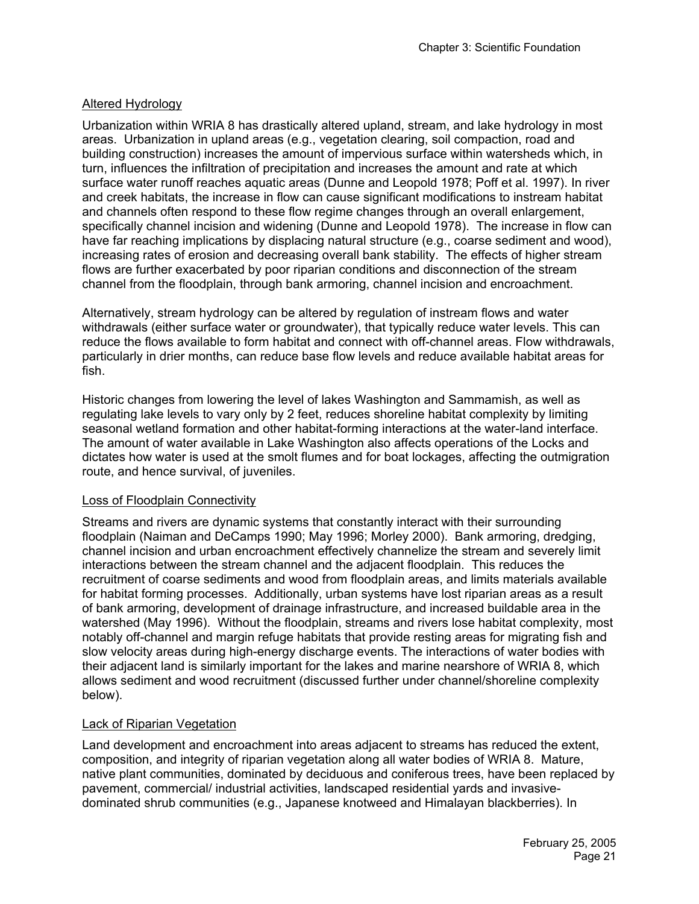Altered Hydrology

Urbanization within WRIA 8 has drastically altered upland, stream, and lake hydrology in most areas. Urbanization in upland areas (e.g., vegetation clearing, soil compaction, road and building construction) increases the amount of impervious surface within watersheds which, in turn, influences the infiltration of precipitation and increases the amount and rate at which surface water runoff reaches aquatic areas (Dunne and Leopold 1978; Poff et al. 1997). In river and creek habitats, the increase in flow can cause significant modifications to instream habitat and channels often respond to these flow regime changes through an overall enlargement, specifically channel incision and widening (Dunne and Leopold 1978). The increase in flow can have far reaching implications by displacing natural structure (e.g., coarse sediment and wood), increasing rates of erosion and decreasing overall bank stability. The effects of higher stream flows are further exacerbated by poor riparian conditions and disconnection of the stream channel from the floodplain, through bank armoring, channel incision and encroachment.

Alternatively, stream hydrology can be altered by regulation of instream flows and water withdrawals (either surface water or groundwater), that typically reduce water levels. This can reduce the flows available to form habitat and connect with off-channel areas. Flow withdrawals, particularly in drier months, can reduce base flow levels and reduce available habitat areas for fish.

Historic changes from lowering the level of lakes Washington and Sammamish, as well as regulating lake levels to vary only by 2 feet, reduces shoreline habitat complexity by limiting seasonal wetland formation and other habitat-forming interactions at the water-land interface. The amount of water available in Lake Washington also affects operations of the Locks and dictates how water is used at the smolt flumes and for boat lockages, affecting the outmigration route, and hence survival, of juveniles.

Loss of Floodplain Connectivity

Streams and rivers are dynamic systems that constantly interact with their surrounding floodplain (Naiman and DeCamps 1990; May 1996; Morley 2000). Bank armoring, dredging, channel incision and urban encroachment effectively channelize the stream and severely limit interactions between the stream channel and the adjacent floodplain. This reduces the recruitment of coarse sediments and wood from floodplain areas, and limits materials available for habitat forming processes. Additionally, urban systems have lost riparian areas as a result of bank armoring, development of drainage infrastructure, and increased buildable area in the watershed (May 1996). Without the floodplain, streams and rivers lose habitat complexity, most notably off-channel and margin refuge habitats that provide resting areas for migrating fish and slow velocity areas during high-energy discharge events. The interactions of water bodies with their adjacent land is similarly important for the lakes and marine nearshore of WRIA 8, which allows sediment and wood recruitment (discussed further under channel/shoreline complexity below).

Lack of Riparian Vegetation

Land development and encroachment into areas adjacent to streams has reduced the extent, composition, and integrity of riparian vegetation along all water bodies of WRIA 8. Mature, native plant communities, dominated by deciduous and coniferous trees, have been replaced by pavement, commercial/ industrial activities, landscaped residential yards and invasive-dominated shrub communities (e.g., Japanese knotweed and Himalayan blackberries). In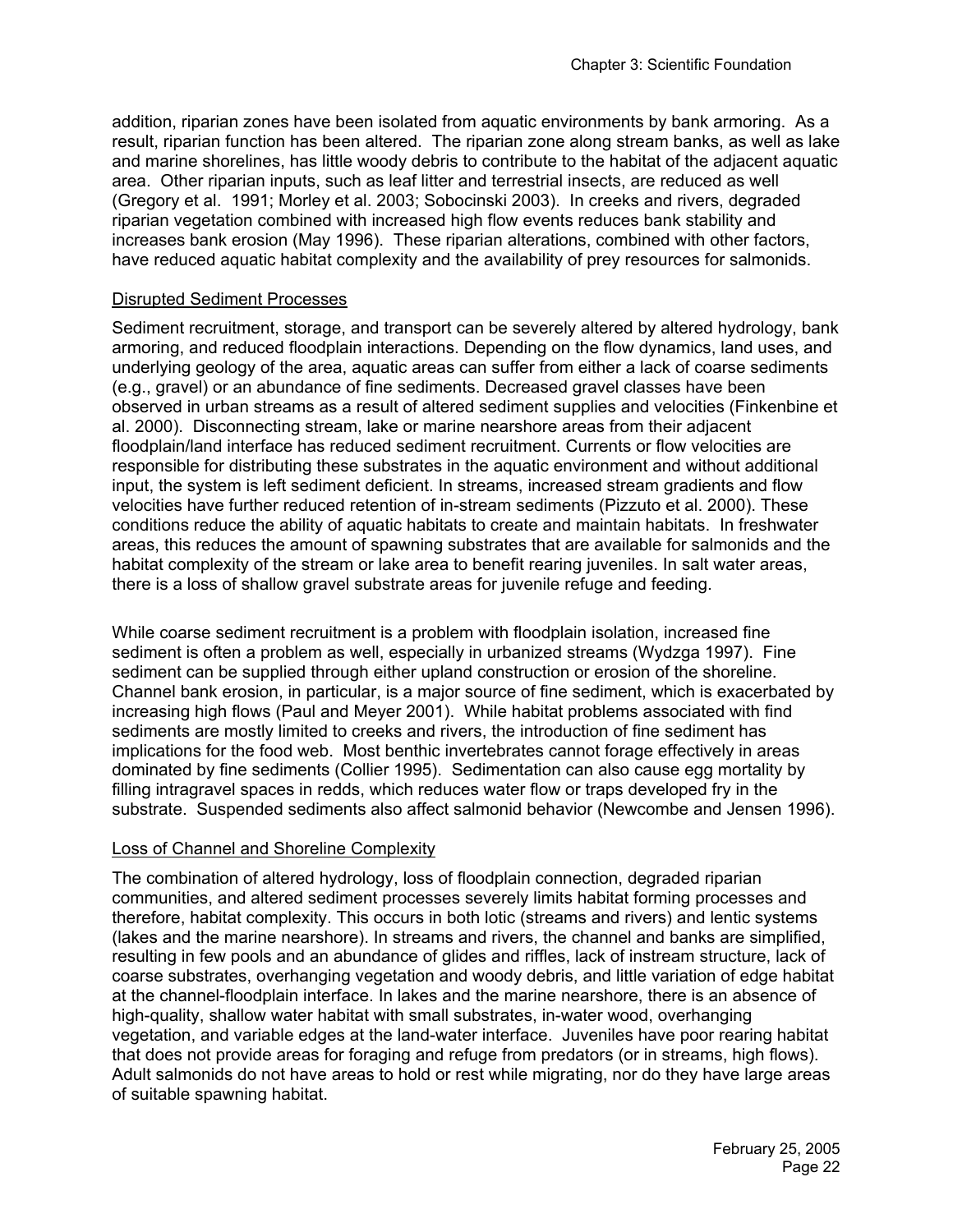addition, riparian zones have been isolated from aquatic environments by bank armoring. As a result, riparian function has been altered. The riparian zone along stream banks, as well as lake and marine shorelines, has little woody debris to contribute to the habitat of the adjacent aquatic area. Other riparian inputs, such as leaf litter and terrestrial insects, are reduced as well (Gregory et al. 1991; Morley et al. 2003; Sobocinski 2003). In creeks and rivers, degraded riparian vegetation combined with increased high flow events reduces bank stability and increases bank erosion (May 1996). These riparian alterations, combined with other factors, have reduced aquatic habitat complexity and the availability of prey resources for salmonids.

<u>Disrupted Sediment Processes</u>

Sediment recruitment, storage, and transport can be severely altered by altered hydrology, bank armoring, and reduced floodplain interactions. Depending on the flow dynamics, land uses, and underlying geology of the area, aquatic areas can suffer from either a lack of coarse sediments (e.g., gravel) or an abundance of fine sediments. Decreased gravel classes have been observed in urban streams as a result of altered sediment supplies and velocities (Finkenbine et al. 2000). Disconnecting stream, lake or marine nearshore areas from their adjacent floodplain/land interface has reduced sediment recruitment. Currents or flow velocities are responsible for distributing these substrates in the aquatic environment and without additional input, the system is left sediment deficient. In streams, increased stream gradients and flow velocities have further reduced retention of in-stream sediments (Pizzuto et al. 2000). These conditions reduce the ability of aquatic habitats to create and maintain habitats. In freshwater areas, this reduces the amount of spawning substrates that are available for salmonids and the habitat complexity of the stream or lake area to benefit rearing juveniles. In salt water areas, there is a loss of shallow gravel substrate areas for juvenile refuge and feeding.

While coarse sediment recruitment is a problem with floodplain isolation, increased fine sediment is often a problem as well, especially in urbanized streams (Wydzga 1997). Fine sediment can be supplied through either upland construction or erosion of the shoreline. Channel bank erosion, in particular, is a major source of fine sediment, which is exacerbated by increasing high flows (Paul and Meyer 2001). While habitat problems associated with find sediments are mostly limited to creeks and rivers, the introduction of fine sediment has implications for the food web. Most benthic invertebrates cannot forage effectively in areas dominated by fine sediments (Collier 1995). Sedimentation can also cause egg mortality by filling intragravel spaces in redds, which reduces water flow or traps developed fry in the substrate. Suspended sediments also affect salmonid behavior (Newcombe and Jensen 1996).

<u>Loss of Channel and Shoreline Complexity</u>

The combination of altered hydrology, loss of floodplain connection, degraded riparian communities, and altered sediment processes severely limits habitat forming processes and therefore, habitat complexity. This occurs in both lotic (streams and rivers) and lentic systems (lakes and the marine nearshore). In streams and rivers, the channel and banks are simplified, resulting in few pools and an abundance of glides and riffles, lack of instream structure, lack of coarse substrates, overhanging vegetation and woody debris, and little variation of edge habitat at the channel-floodplain interface. In lakes and the marine nearshore, there is an absence of high-quality, shallow water habitat with small substrates, in-water wood, overhanging vegetation, and variable edges at the land-water interface. Juveniles have poor rearing habitat that does not provide areas for foraging and refuge from predators (or in streams, high flows). Adult salmonids do not have areas to hold or rest while migrating, nor do they have large areas of suitable spawning habitat.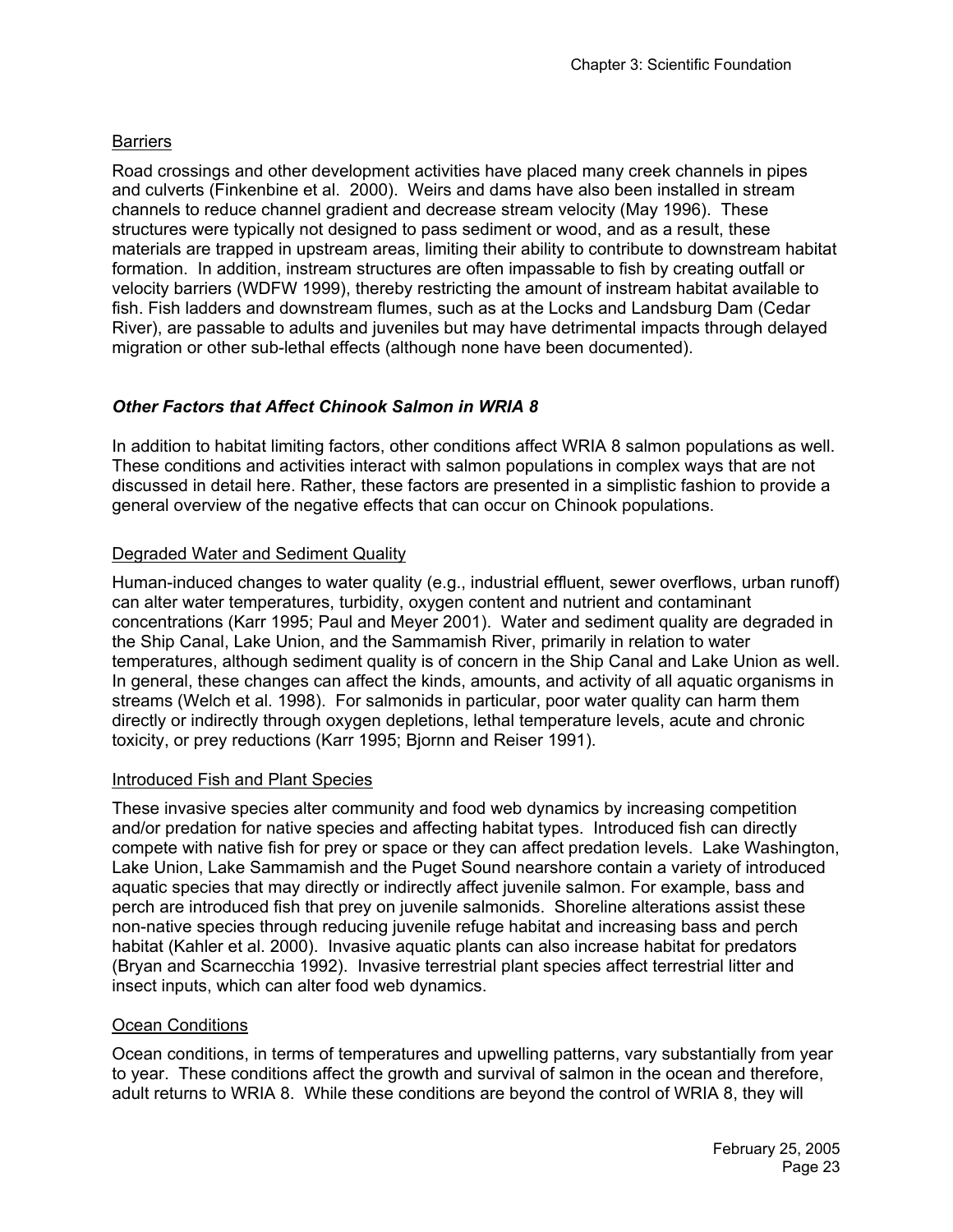Barriers

Road crossings and other development activities have placed many creek channels in pipes and culverts (Finkenbine et al. 2000). Weirs and dams have also been installed in stream channels to reduce channel gradient and decrease stream velocity (May 1996). These structures were typically not designed to pass sediment or wood, and as a result, these materials are trapped in upstream areas, limiting their ability to contribute to downstream habitat formation. In addition, instream structures are often impassable to fish by creating outfall or velocity barriers (WDFW 1999), thereby restricting the amount of instream habitat available to fish. Fish ladders and downstream flumes, such as at the Locks and Landsburg Dam (Cedar River), are passable to adults and juveniles but may have detrimental impacts through delayed migration or other sub-lethal effects (although none have been documented).

### *Other Factors that Affect Chinook Salmon in WRIA 8*

In addition to habitat limiting factors, other conditions affect WRIA 8 salmon populations as well. These conditions and activities interact with salmon populations in complex ways that are not discussed in detail here. Rather, these factors are presented in a simplistic fashion to provide a general overview of the negative effects that can occur on Chinook populations.

Degraded Water and Sediment Quality

Human-induced changes to water quality (e.g., industrial effluent, sewer overflows, urban runoff) can alter water temperatures, turbidity, oxygen content and nutrient and contaminant concentrations (Karr 1995; Paul and Meyer 2001). Water and sediment quality are degraded in the Ship Canal, Lake Union, and the Sammamish River, primarily in relation to water temperatures, although sediment quality is of concern in the Ship Canal and Lake Union as well. In general, these changes can affect the kinds, amounts, and activity of all aquatic organisms in streams (Welch et al. 1998). For salmonids in particular, poor water quality can harm them directly or indirectly through oxygen depletions, lethal temperature levels, acute and chronic toxicity, or prey reductions (Karr 1995; Bjornn and Reiser 1991).

Introduced Fish and Plant Species

These invasive species alter community and food web dynamics by increasing competition and/or predation for native species and affecting habitat types. Introduced fish can directly compete with native fish for prey or space or they can affect predation levels. Lake Washington, Lake Union, Lake Sammamish and the Puget Sound nearshore contain a variety of introduced aquatic species that may directly or indirectly affect juvenile salmon. For example, bass and perch are introduced fish that prey on juvenile salmonids. Shoreline alterations assist these non-native species through reducing juvenile refuge habitat and increasing bass and perch habitat (Kahler et al. 2000). Invasive aquatic plants can also increase habitat for predators (Bryan and Scarnecchia 1992). Invasive terrestrial plant species affect terrestrial litter and insect inputs, which can alter food web dynamics.

Ocean Conditions

Ocean conditions, in terms of temperatures and upwelling patterns, vary substantially from year to year. These conditions affect the growth and survival of salmon in the ocean and therefore, adult returns to WRIA 8. While these conditions are beyond the control of WRIA 8, they will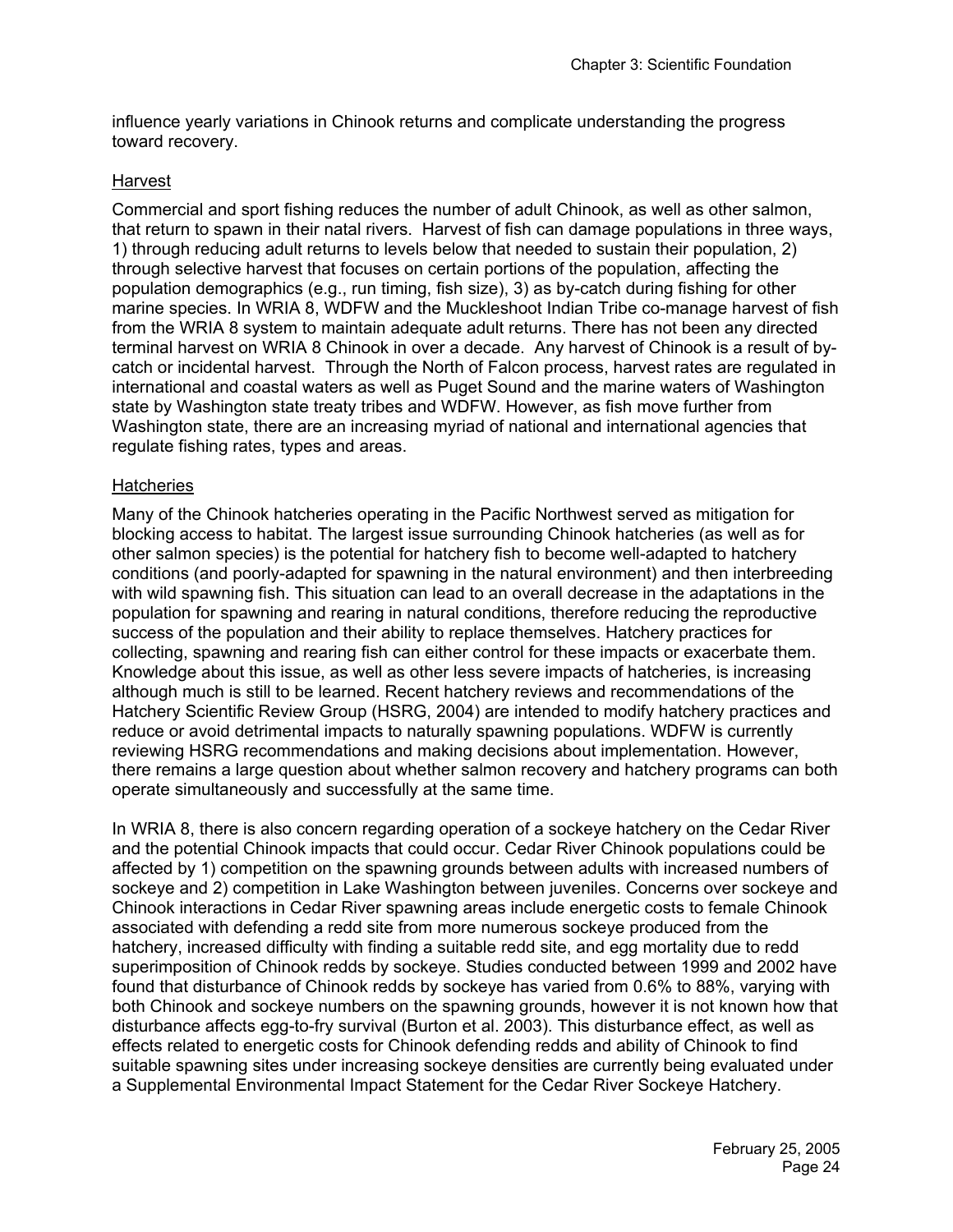influence yearly variations in Chinook returns and complicate understanding the progress toward recovery.

### Harvest

Commercial and sport fishing reduces the number of adult Chinook, as well as other salmon, that return to spawn in their natal rivers. Harvest of fish can damage populations in three ways, 1) through reducing adult returns to levels below that needed to sustain their population, 2) through selective harvest that focuses on certain portions of the population, affecting the population demographics (e.g., run timing, fish size), 3) as by-catch during fishing for other marine species. In WRIA 8, WDFW and the Muckleshoot Indian Tribe co-manage harvest of fish from the WRIA 8 system to maintain adequate adult returns. There has not been any directed terminal harvest on WRIA 8 Chinook in over a decade. Any harvest of Chinook is a result of by-catch or incidental harvest. Through the North of Falcon process, harvest rates are regulated in international and coastal waters as well as Puget Sound and the marine waters of Washington state by Washington state treaty tribes and WDFW. However, as fish move further from Washington state, there are an increasing myriad of national and international agencies that regulate fishing rates, types and areas.

### Hatcheries

Many of the Chinook hatcheries operating in the Pacific Northwest served as mitigation for blocking access to habitat. The largest issue surrounding Chinook hatcheries (as well as for other salmon species) is the potential for hatchery fish to become well-adapted to hatchery conditions (and poorly-adapted for spawning in the natural environment) and then interbreeding with wild spawning fish. This situation can lead to an overall decrease in the adaptations in the population for spawning and rearing in natural conditions, therefore reducing the reproductive success of the population and their ability to replace themselves. Hatchery practices for collecting, spawning and rearing fish can either control for these impacts or exacerbate them. Knowledge about this issue, as well as other less severe impacts of hatcheries, is increasing although much is still to be learned. Recent hatchery reviews and recommendations of the Hatchery Scientific Review Group (HSRG, 2004) are intended to modify hatchery practices and reduce or avoid detrimental impacts to naturally spawning populations. WDFW is currently reviewing HSRG recommendations and making decisions about implementation. However, there remains a large question about whether salmon recovery and hatchery programs can both operate simultaneously and successfully at the same time.

In WRIA 8, there is also concern regarding operation of a sockeye hatchery on the Cedar River and the potential Chinook impacts that could occur. Cedar River Chinook populations could be affected by 1) competition on the spawning grounds between adults with increased numbers of sockeye and 2) competition in Lake Washington between juveniles. Concerns over sockeye and Chinook interactions in Cedar River spawning areas include energetic costs to female Chinook associated with defending a redd site from more numerous sockeye produced from the hatchery, increased difficulty with finding a suitable redd site, and egg mortality due to redd superimposition of Chinook redds by sockeye. Studies conducted between 1999 and 2002 have found that disturbance of Chinook redds by sockeye has varied from 0.6% to 88%, varying with both Chinook and sockeye numbers on the spawning grounds, however it is not known how that disturbance affects egg-to-fry survival (Burton et al. 2003). This disturbance effect, as well as effects related to energetic costs for Chinook defending redds and ability of Chinook to find suitable spawning sites under increasing sockeye densities are currently being evaluated under a Supplemental Environmental Impact Statement for the Cedar River Sockeye Hatchery.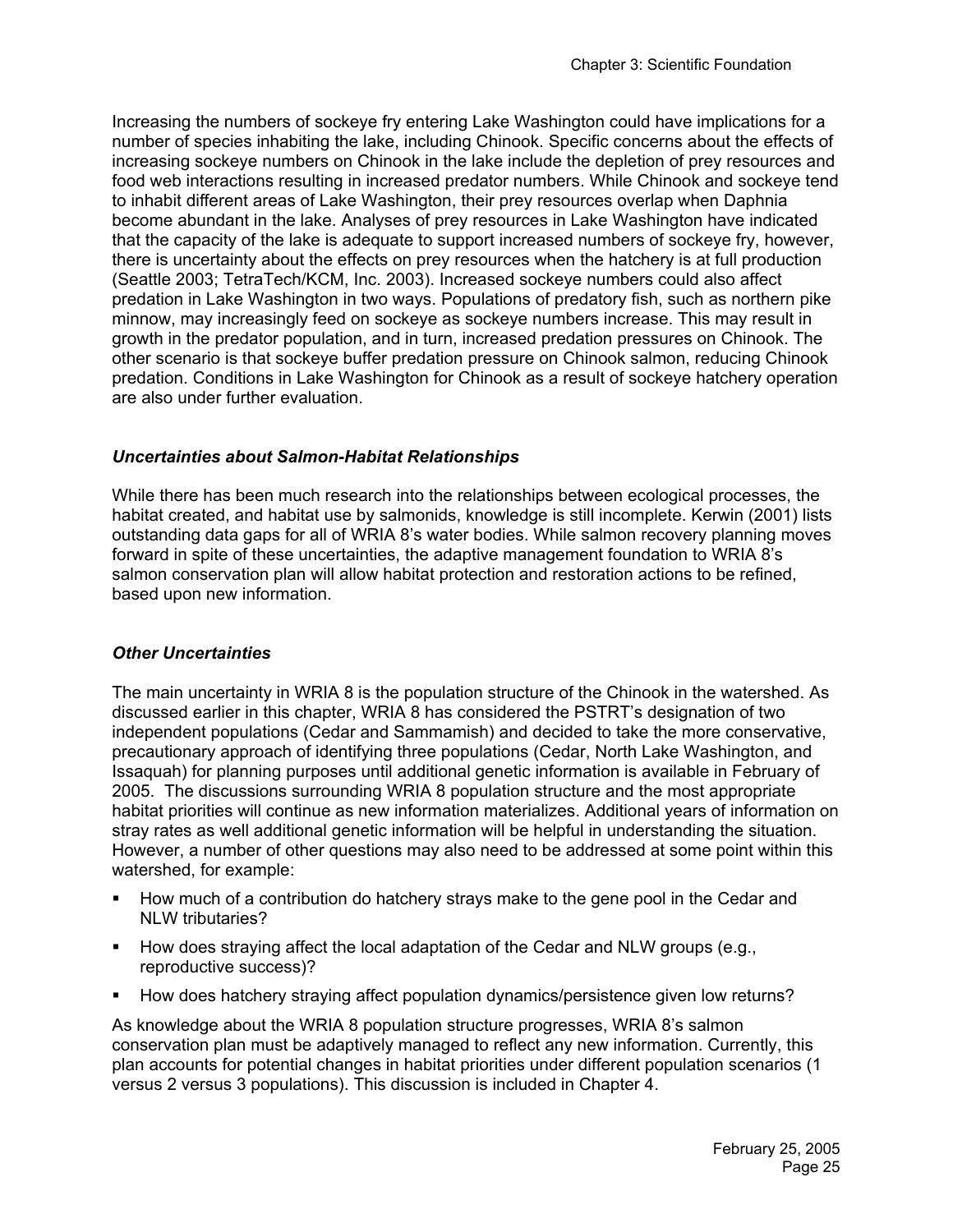Increasing the numbers of sockeye fry entering Lake Washington could have implications for a number of species inhabiting the lake, including Chinook. Specific concerns about the effects of increasing sockeye numbers on Chinook in the lake include the depletion of prey resources and food web interactions resulting in increased predator numbers. While Chinook and sockeye tend to inhabit different areas of Lake Washington, their prey resources overlap when Daphnia become abundant in the lake. Analyses of prey resources in Lake Washington have indicated that the capacity of the lake is adequate to support increased numbers of sockeye fry, however, there is uncertainty about the effects on prey resources when the hatchery is at full production (Seattle 2003; TetraTech/KCM, Inc. 2003). Increased sockeye numbers could also affect predation in Lake Washington in two ways. Populations of predatory fish, such as northern pike minnow, may increasingly feed on sockeye as sockeye numbers increase. This may result in growth in the predator population, and in turn, increased predation pressures on Chinook. The other scenario is that sockeye buffer predation pressure on Chinook salmon, reducing Chinook predation. Conditions in Lake Washington for Chinook as a result of sockeye hatchery operation are also under further evaluation.

### *Uncertainties about Salmon-Habitat Relationships*

While there has been much research into the relationships between ecological processes, the habitat created, and habitat use by salmonids, knowledge is still incomplete. Kerwin (2001) lists outstanding data gaps for all of WRIA 8's water bodies. While salmon recovery planning moves forward in spite of these uncertainties, the adaptive management foundation to WRIA 8's salmon conservation plan will allow habitat protection and restoration actions to be refined, based upon new information.

### *Other Uncertainties*

The main uncertainty in WRIA 8 is the population structure of the Chinook in the watershed. As discussed earlier in this chapter, WRIA 8 has considered the PSTRT's designation of two independent populations (Cedar and Sammamish) and decided to take the more conservative, precautionary approach of identifying three populations (Cedar, North Lake Washington, and Issaquah) for planning purposes until additional genetic information is available in February of 2005. The discussions surrounding WRIA 8 population structure and the most appropriate habitat priorities will continue as new information materializes. Additional years of information on stray rates as well additional genetic information will be helpful in understanding the situation. However, a number of other questions may also need to be addressed at some point within this watershed, for example:

- How much of a contribution do hatchery strays make to the gene pool in the Cedar and NLW tributaries?
- How does straying affect the local adaptation of the Cedar and NLW groups (e.g., reproductive success)?
- How does hatchery straying affect population dynamics/persistence given low returns?

As knowledge about the WRIA 8 population structure progresses, WRIA 8's salmon conservation plan must be adaptively managed to reflect any new information. Currently, this plan accounts for potential changes in habitat priorities under different population scenarios (1 versus 2 versus 3 populations). This discussion is included in Chapter 4.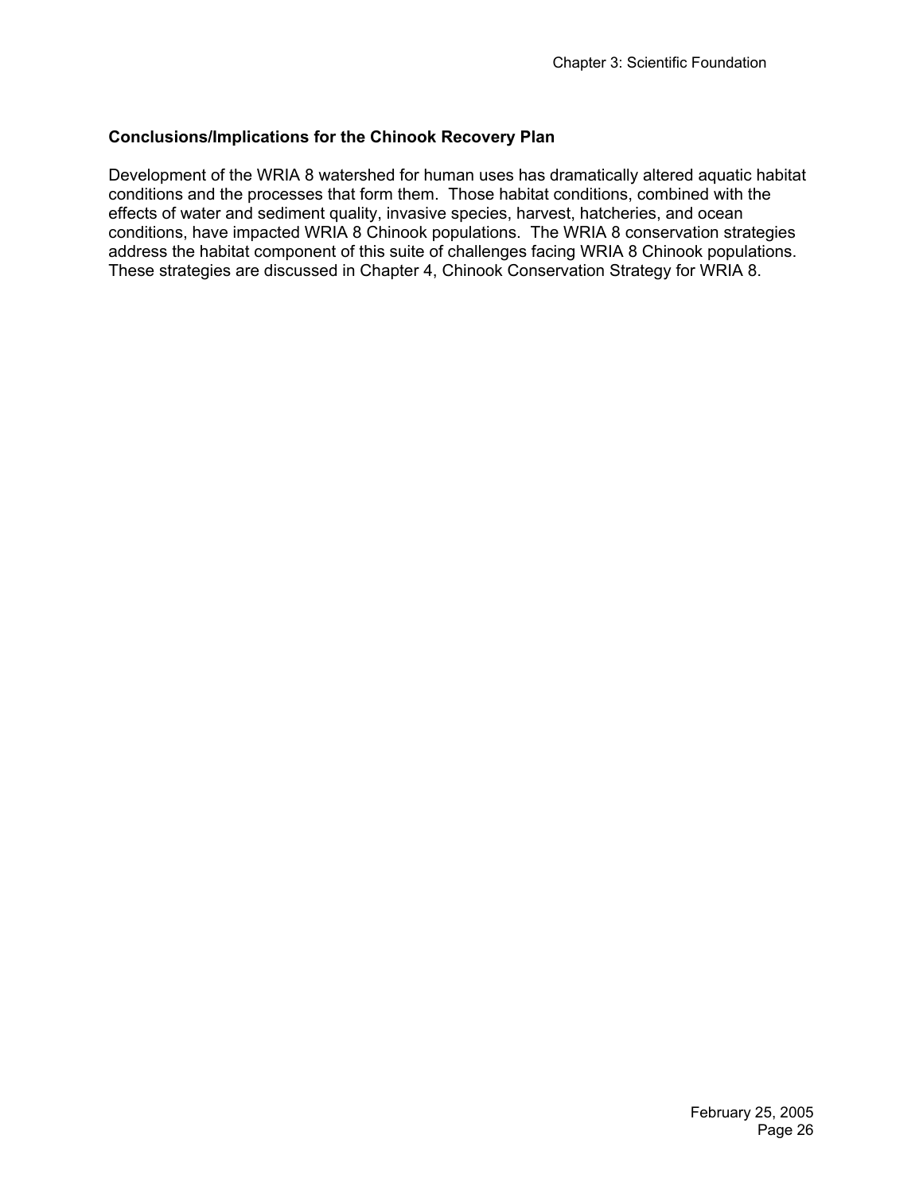### Conclusions/Implications for the Chinook Recovery Plan

Development of the WRIA 8 watershed for human uses has dramatically altered aquatic habitat conditions and the processes that form them. Those habitat conditions, combined with the effects of water and sediment quality, invasive species, harvest, hatcheries, and ocean conditions, have impacted WRIA 8 Chinook populations. The WRIA 8 conservation strategies address the habitat component of this suite of challenges facing WRIA 8 Chinook populations. These strategies are discussed in Chapter 4, Chinook Conservation Strategy for WRIA 8.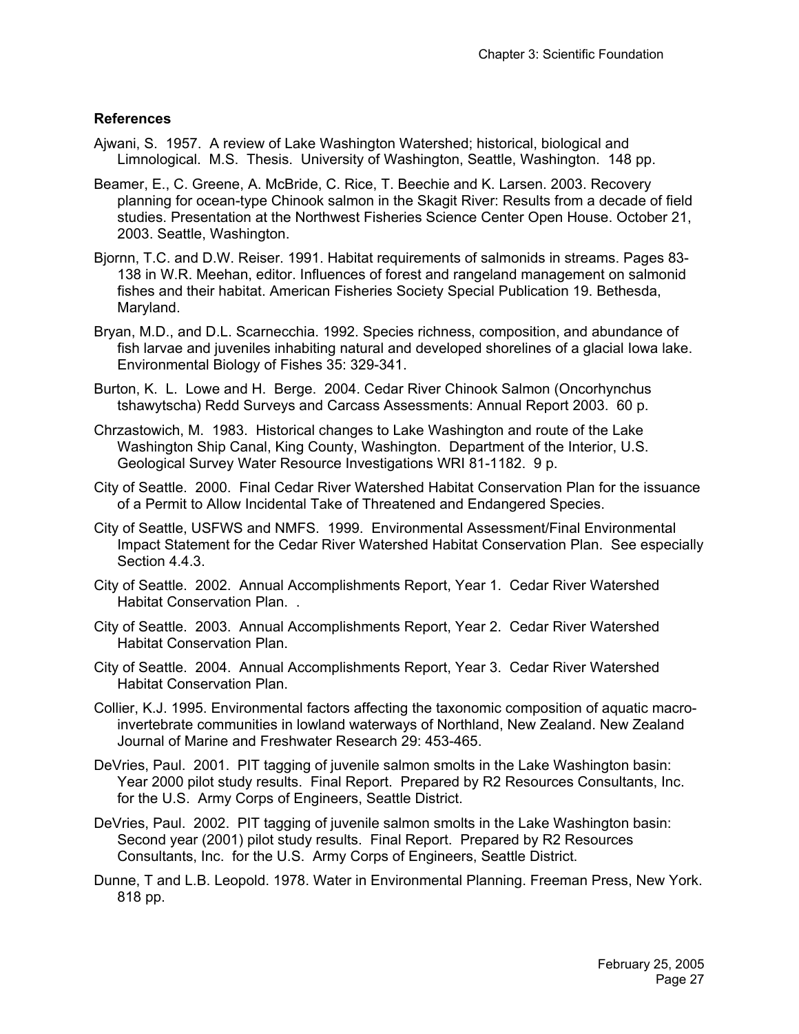**References**

Ajwani, S. 1957. A review of Lake Washington Watershed; historical, biological and Limnological. M.S. Thesis. University of Washington, Seattle, Washington. 148 pp.

Beamer, E., C. Greene, A. McBride, C. Rice, T. Beechie and K. Larsen. 2003. Recovery planning for ocean-type Chinook salmon in the Skagit River: Results from a decade of field studies. Presentation at the Northwest Fisheries Science Center Open House. October 21, 2003. Seattle, Washington.

Bjornn, T.C. and D.W. Reiser. 1991. Habitat requirements of salmonids in streams. Pages 83-138 in W.R. Meehan, editor. Influences of forest and rangeland management on salmonid fishes and their habitat. American Fisheries Society Special Publication 19. Bethesda, Maryland.

Bryan, M.D., and D.L. Scarnecchia. 1992. Species richness, composition, and abundance of fish larvae and juveniles inhabiting natural and developed shorelines of a glacial Iowa lake. Environmental Biology of Fishes 35: 329-341.

Burton, K. L. Lowe and H. Berge. 2004. Cedar River Chinook Salmon (Oncorhynchus tshawytscha) Redd Surveys and Carcass Assessments: Annual Report 2003. 60 p.

Chrzastowich, M. 1983. Historical changes to Lake Washington and route of the Lake Washington Ship Canal, King County, Washington. Department of the Interior, U.S. Geological Survey Water Resource Investigations WRI 81-1182. 9 p.

City of Seattle. 2000. Final Cedar River Watershed Habitat Conservation Plan for the issuance of a Permit to Allow Incidental Take of Threatened and Endangered Species.

City of Seattle, USFWS and NMFS. 1999. Environmental Assessment/Final Environmental Impact Statement for the Cedar River Watershed Habitat Conservation Plan. See especially Section 4.4.3.

City of Seattle. 2002. Annual Accomplishments Report, Year 1. Cedar River Watershed Habitat Conservation Plan. .

City of Seattle. 2003. Annual Accomplishments Report, Year 2. Cedar River Watershed Habitat Conservation Plan.

City of Seattle. 2004. Annual Accomplishments Report, Year 3. Cedar River Watershed Habitat Conservation Plan.

Collier, K.J. 1995. Environmental factors affecting the taxonomic composition of aquatic macro-invertebrate communities in lowland waterways of Northland, New Zealand. New Zealand Journal of Marine and Freshwater Research 29: 453-465.

DeVries, Paul. 2001. PIT tagging of juvenile salmon smolts in the Lake Washington basin: Year 2000 pilot study results. Final Report. Prepared by R2 Resources Consultants, Inc. for the U.S. Army Corps of Engineers, Seattle District.

DeVries, Paul. 2002. PIT tagging of juvenile salmon smolts in the Lake Washington basin: Second year (2001) pilot study results. Final Report. Prepared by R2 Resources Consultants, Inc. for the U.S. Army Corps of Engineers, Seattle District.

Dunne, T and L.B. Leopold. 1978. Water in Environmental Planning. Freeman Press, New York. 818 pp.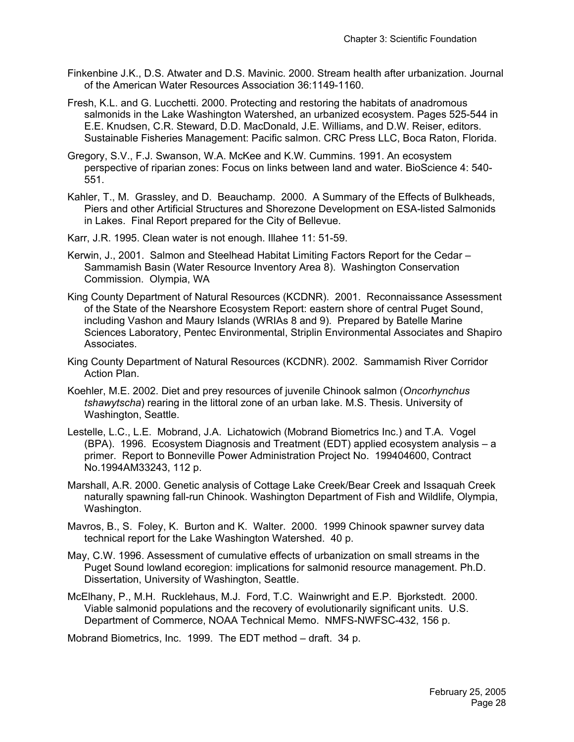Finkenbine J.K., D.S. Atwater and D.S. Mavinic. 2000. Stream health after urbanization. Journal of the American Water Resources Association 36:1149-1160.

Fresh, K.L. and G. Lucchetti. 2000. Protecting and restoring the habitats of anadromous salmonids in the Lake Washington Watershed, an urbanized ecosystem. Pages 525-544 in E.E. Knudsen, C.R. Steward, D.D. MacDonald, J.E. Williams, and D.W. Reiser, editors. Sustainable Fisheries Management: Pacific salmon. CRC Press LLC, Boca Raton, Florida.

Gregory, S.V., F.J. Swanson, W.A. McKee and K.W. Cummins. 1991. An ecosystem perspective of riparian zones: Focus on links between land and water. BioScience 4: 540-551.

Kahler, T., M. Grassley, and D. Beauchamp. 2000. A Summary of the Effects of Bulkheads, Piers and other Artificial Structures and Shorezone Development on ESA-listed Salmonids in Lakes. Final Report prepared for the City of Bellevue.

Karr, J.R. 1995. Clean water is not enough. Illahee 11: 51-59.

Kerwin, J., 2001. Salmon and Steelhead Habitat Limiting Factors Report for the Cedar – Sammamish Basin (Water Resource Inventory Area 8). Washington Conservation Commission. Olympia, WA

King County Department of Natural Resources (KCDNR). 2001. Reconnaissance Assessment of the State of the Nearshore Ecosystem Report: eastern shore of central Puget Sound, including Vashon and Maury Islands (WRIAs 8 and 9). Prepared by Batelle Marine Sciences Laboratory, Pentec Environmental, Striplin Environmental Associates and Shapiro Associates.

King County Department of Natural Resources (KCDNR). 2002. Sammamish River Corridor Action Plan.

Koehler, M.E. 2002. Diet and prey resources of juvenile Chinook salmon (*Oncorhynchus tshawytscha*) rearing in the littoral zone of an urban lake. M.S. Thesis. University of Washington, Seattle.

Lestelle, L.C., L.E. Mobrand, J.A. Lichatowich (Mobrand Biometrics Inc.) and T.A. Vogel (BPA). 1996. Ecosystem Diagnosis and Treatment (EDT) applied ecosystem analysis – a primer. Report to Bonneville Power Administration Project No. 199404600, Contract No.1994AM33243, 112 p.

Marshall, A.R. 2000. Genetic analysis of Cottage Lake Creek/Bear Creek and Issaquah Creek naturally spawning fall-run Chinook. Washington Department of Fish and Wildlife, Olympia, Washington.

Mavros, B., S. Foley, K. Burton and K. Walter. 2000. 1999 Chinook spawner survey data technical report for the Lake Washington Watershed. 40 p.

May, C.W. 1996. Assessment of cumulative effects of urbanization on small streams in the Puget Sound lowland ecoregion: implications for salmonid resource management. Ph.D. Dissertation, University of Washington, Seattle.

McElhany, P., M.H. Rucklehaus, M.J. Ford, T.C. Wainwright and E.P. Bjorkstedt. 2000. Viable salmonid populations and the recovery of evolutionarily significant units. U.S. Department of Commerce, NOAA Technical Memo. NMFS-NWFSC-432, 156 p.

Mobrand Biometrics, Inc. 1999. The EDT method – draft. 34 p.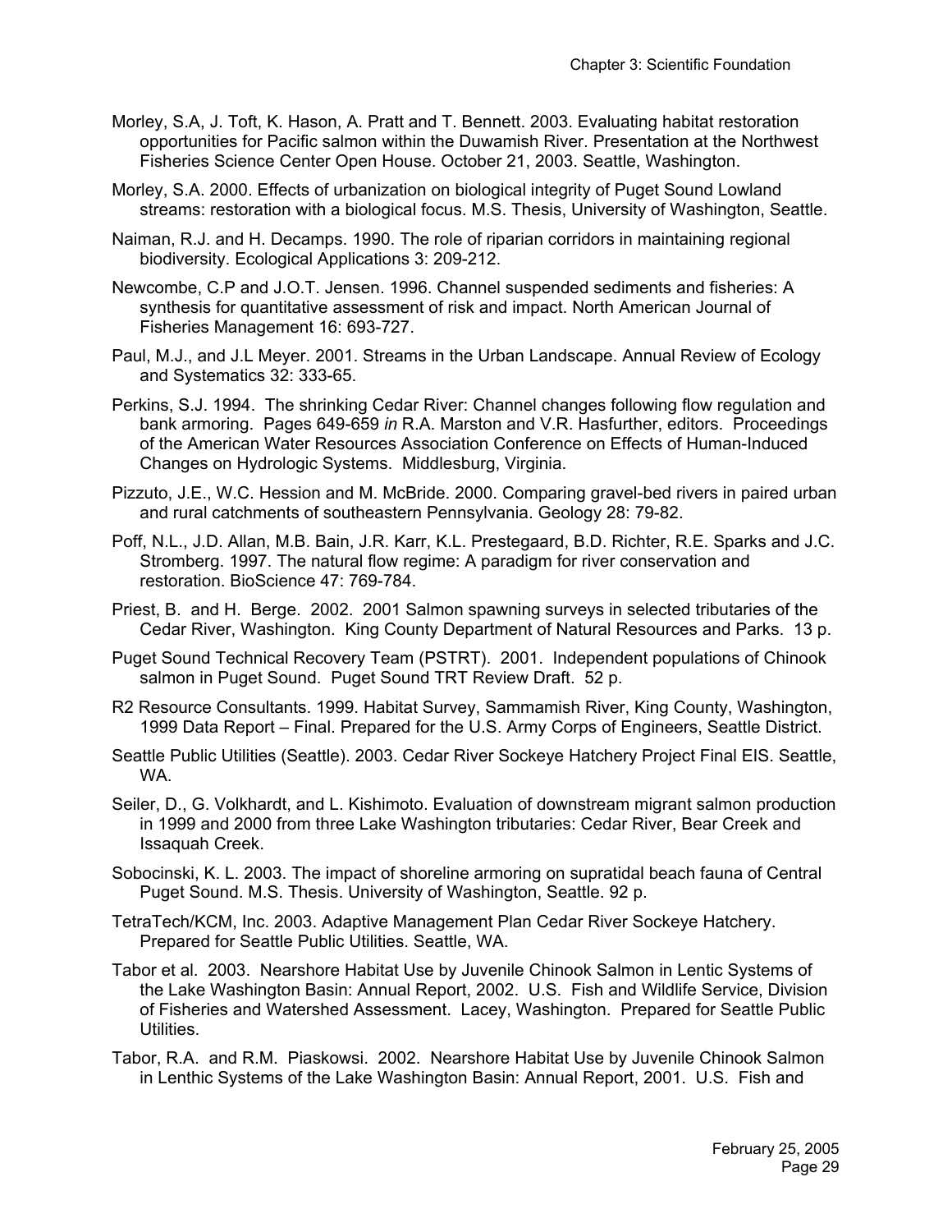Morley, S.A, J. Toft, K. Hason, A. Pratt and T. Bennett. 2003. Evaluating habitat restoration opportunities for Pacific salmon within the Duwamish River. Presentation at the Northwest Fisheries Science Center Open House. October 21, 2003. Seattle, Washington.

Morley, S.A. 2000. Effects of urbanization on biological integrity of Puget Sound Lowland streams: restoration with a biological focus. M.S. Thesis, University of Washington, Seattle.

Naiman, R.J. and H. Decamps. 1990. The role of riparian corridors in maintaining regional biodiversity. Ecological Applications 3: 209-212.

Newcombe, C.P and J.O.T. Jensen. 1996. Channel suspended sediments and fisheries: A synthesis for quantitative assessment of risk and impact. North American Journal of Fisheries Management 16: 693-727.

Paul, M.J., and J.L Meyer. 2001. Streams in the Urban Landscape. Annual Review of Ecology and Systematics 32: 333-65.

Perkins, S.J. 1994. The shrinking Cedar River: Channel changes following flow regulation and bank armoring. Pages 649-659 *in* R.A. Marston and V.R. Hasfurther, editors. Proceedings of the American Water Resources Association Conference on Effects of Human-Induced Changes on Hydrologic Systems. Middlesburg, Virginia.

Pizzuto, J.E., W.C. Hession and M. McBride. 2000. Comparing gravel-bed rivers in paired urban and rural catchments of southeastern Pennsylvania. Geology 28: 79-82.

Poff, N.L., J.D. Allan, M.B. Bain, J.R. Karr, K.L. Prestegaard, B.D. Richter, R.E. Sparks and J.C. Stromberg. 1997. The natural flow regime: A paradigm for river conservation and restoration. BioScience 47: 769-784.

Priest, B. and H. Berge. 2002. 2001 Salmon spawning surveys in selected tributaries of the Cedar River, Washington. King County Department of Natural Resources and Parks. 13 p.

Puget Sound Technical Recovery Team (PSTRT). 2001. Independent populations of Chinook salmon in Puget Sound. Puget Sound TRT Review Draft. 52 p.

R2 Resource Consultants. 1999. Habitat Survey, Sammamish River, King County, Washington, 1999 Data Report – Final. Prepared for the U.S. Army Corps of Engineers, Seattle District.

Seattle Public Utilities (Seattle). 2003. Cedar River Sockeye Hatchery Project Final EIS. Seattle, WA.

Seiler, D., G. Volkhardt, and L. Kishimoto. Evaluation of downstream migrant salmon production in 1999 and 2000 from three Lake Washington tributaries: Cedar River, Bear Creek and Issaquah Creek.

Sobocinski, K. L. 2003. The impact of shoreline armoring on supratidal beach fauna of Central Puget Sound. M.S. Thesis. University of Washington, Seattle. 92 p.

TetraTech/KCM, Inc. 2003. Adaptive Management Plan Cedar River Sockeye Hatchery. Prepared for Seattle Public Utilities. Seattle, WA.

Tabor et al. 2003. Nearshore Habitat Use by Juvenile Chinook Salmon in Lentic Systems of the Lake Washington Basin: Annual Report, 2002. U.S. Fish and Wildlife Service, Division of Fisheries and Watershed Assessment. Lacey, Washington. Prepared for Seattle Public Utilities.

Tabor, R.A. and R.M. Piaskowsi. 2002. Nearshore Habitat Use by Juvenile Chinook Salmon in Lenthic Systems of the Lake Washington Basin: Annual Report, 2001. U.S. Fish and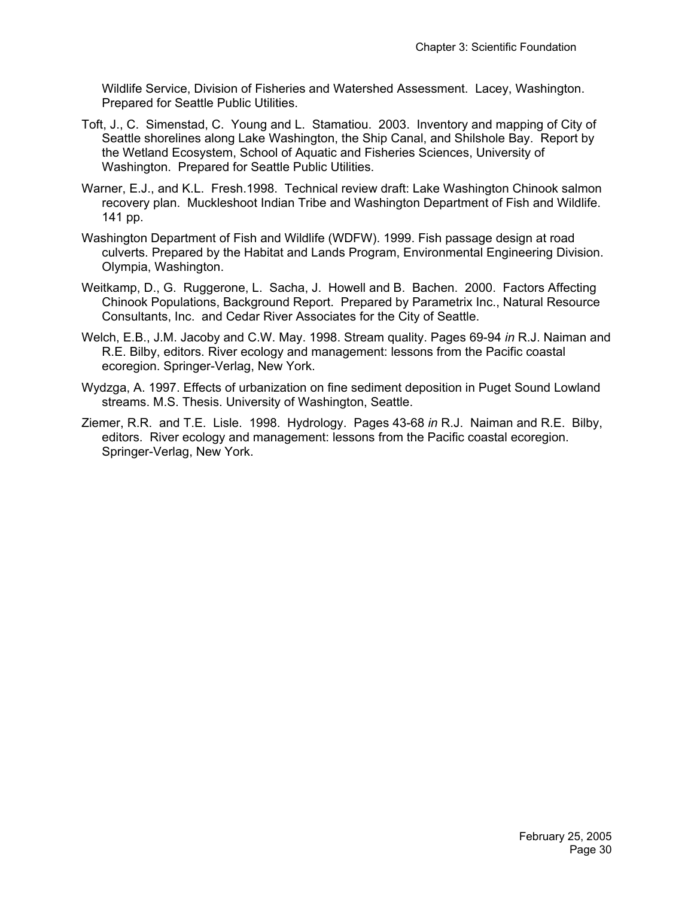Wildlife Service, Division of Fisheries and Watershed Assessment. Lacey, Washington. Prepared for Seattle Public Utilities.

Toft, J., C. Simenstad, C. Young and L. Stamatiou. 2003. Inventory and mapping of City of Seattle shorelines along Lake Washington, the Ship Canal, and Shilshole Bay. Report by the Wetland Ecosystem, School of Aquatic and Fisheries Sciences, University of Washington. Prepared for Seattle Public Utilities.

Warner, E.J., and K.L. Fresh.1998. Technical review draft: Lake Washington Chinook salmon recovery plan. Muckleshoot Indian Tribe and Washington Department of Fish and Wildlife. 141 pp.

Washington Department of Fish and Wildlife (WDFW). 1999. Fish passage design at road culverts. Prepared by the Habitat and Lands Program, Environmental Engineering Division. Olympia, Washington.

Weitkamp, D., G. Ruggerone, L. Sacha, J. Howell and B. Bachen. 2000. Factors Affecting Chinook Populations, Background Report. Prepared by Parametrix Inc., Natural Resource Consultants, Inc. and Cedar River Associates for the City of Seattle.

Welch, E.B., J.M. Jacoby and C.W. May. 1998. Stream quality. Pages 69-94 *in* R.J. Naiman and R.E. Bilby, editors. River ecology and management: lessons from the Pacific coastal ecoregion. Springer-Verlag, New York.

Wydzga, A. 1997. Effects of urbanization on fine sediment deposition in Puget Sound Lowland streams. M.S. Thesis. University of Washington, Seattle.

Ziemer, R.R. and T.E. Lisle. 1998. Hydrology. Pages 43-68 *in* R.J. Naiman and R.E. Bilby, editors. River ecology and management: lessons from the Pacific coastal ecoregion. Springer-Verlag, New York.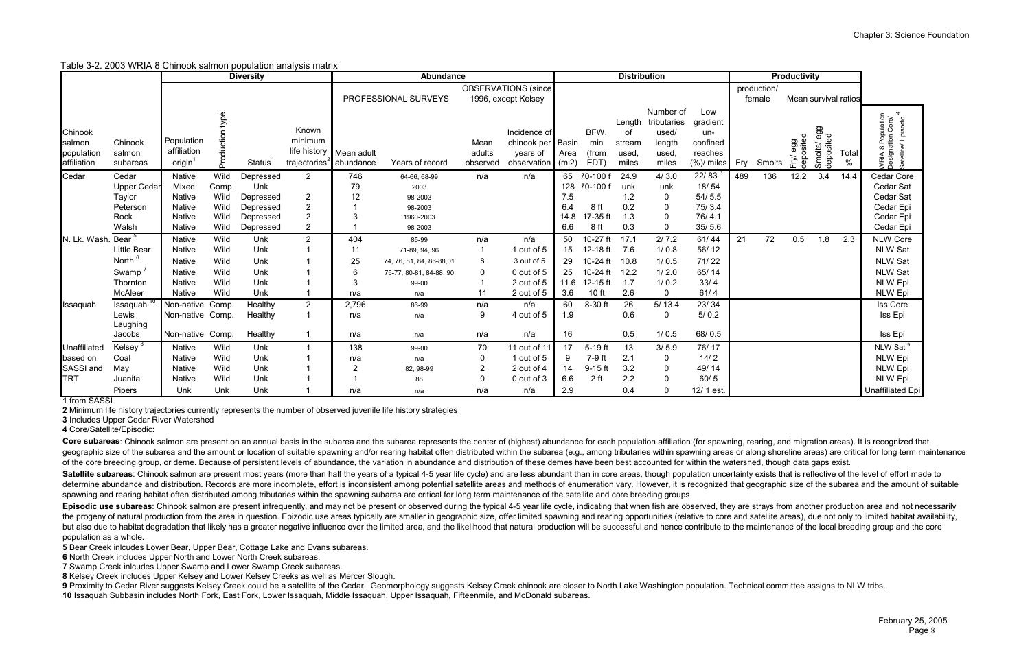Table 3-2. 2003 WRIA 8 Chinook salmon population analysis matrix

| | | Diversity | | | | Abundance | | | | Distribution | | | | | Productivity | | | | | | |
|---|---|---|---|---|---|---|---|---|---|---|---|---|---|---|---|---|---|---|---|---|---|
| | | | | | | PROFESSIONAL SURVEYS | | OBSERVATIONS (since 1996, except Kelsey | | | | | | | production/ female | | Mean survival ratios | | | | |
| Chinook salmon population affiliation | Chinook salmon subareas | Population affiliation origin[1] | Production type[1] | Status[1] | Known minimum life history trajectories[2] | Mean adult abundance | Years of record | Mean adults observed | Incidence of chinook per years of observation | Basin Area (mi2) | BFW, min (from EDT) | Length of stream used, miles | Number of tributaries used/ length used, miles | Low gradient un-confined reaches (%)/ miles | Fry | Smolts | Fry/ egg deposited | Smolts/ egg deposited | Total % | WRIA 8 Population Designation Core/ Satellite/ Episodic[4] |
| Cedar | Cedar | Native | Wild | Depressed | 2 | 746 | 64-66, 68-99 | n/a | n/a | 65 | 70-100 f | 24.9 | 4/ 3.0 | 22/ 83[3] | 489 | 136 | 12.2 | 3.4 | 14.4 | Cedar Core |
| | Upper Cedar | Mixed | Comp. | Unk | | 79 | 2003 | | | 128 | 70-100 f | unk | unk | 18/ 54 | | | | | | Cedar Sat |
| | Taylor | Native | Wild | Depressed | 2 | 12 | 98-2003 | | | 7.5 | | 1.2 | 0 | 54/ 5.5 | | | | | | Cedar Sat |
| | Peterson | Native | Wild | Depressed | 2 | 1 | 98-2003 | | | 6.4 | 8 ft | 0.2 | 0 | 75/ 3.4 | | | | | | Cedar Epi |
| | Rock | Native | Wild | Depressed | 2 | 3 | 1960-2003 | | | 14.8 | 17-35 ft | 1.3 | 0 | 76/ 4.1 | | | | | | Cedar Epi |
| | Walsh | Native | Wild | Depressed | 2 | 1 | 98-2003 | | | 6.6 | 8 ft | 0.3 | 0 | 35/ 5.6 | | | | | | Cedar Epi |
| N. Lk. Wash. | Bear[5] | Native | Wild | Unk | 2 | 404 | 85-99 | n/a | n/a | 50 | 10-27 ft | 17.1 | 2/ 7.2 | 61/ 44 | 21 | 72 | 0.5 | 1.8 | 2.3 | NLW Core |
| | Little Bear | Native | Wild | Unk | 1 | 11 | 71-89, 94, 96 | 1 | 1 out of 5 | 15 | 12-18 ft | 7.6 | 1/ 0.8 | 56/ 12 | | | | | | NLW Sat |
| | North[6] | Native | Wild | Unk | 1 | 25 | 74, 76, 81, 84, 86-88,01 | 8 | 3 out of 5 | 29 | 10-24 ft | 10.8 | 1/ 0.5 | 71/ 22 | | | | | | NLW Sat |
| | Swamp[7] | Native | Wild | Unk | 1 | 6 | 75-77, 80-81, 84-88, 90 | 0 | 0 out of 5 | 25 | 10-24 ft | 12.2 | 1/ 2.0 | 65/ 14 | | | | | | NLW Sat |
| | Thornton | Native | Wild | Unk | 1 | 3 | 99-00 | 1 | 2 out of 5 | 11.6 | 12-15 ft | 1.7 | 1/ 0.2 | 33/ 4 | | | | | | NLW Epi |
| | McAleer | Native | Wild | Unk | 1 | n/a | n/a | 11 | 2 out of 5 | 3.6 | 10 ft | 2.6 | 0 | 61/ 4 | | | | | | NLW Epi |
| Issaquah | Issaquah[10] | Non-native | Comp. | Healthy | 2 | 2,796 | 86-99 | n/a | n/a | 60 | 8-30 ft | 26 | 5/ 13.4 | 23/ 34 | | | | | | Iss Core |
| | Lewis | Non-native | Comp. | Healthy | 1 | n/a | n/a | 9 | 4 out of 5 | 1.9 | | 0.6 | 0 | 5/ 0.2 | | | | | | Iss Epi |
| | Laughing Jacobs | Non-native | Comp. | Healthy | 1 | n/a | n/a | n/a | n/a | 16 | | 0.5 | 1/ 0.5 | 68/ 0.5 | | | | | | Iss Epi |
| Unaffiliated based on SASSI and TRT | Kelsey[8] | Native | Wild | Unk | 1 | 138 | 99-00 | 70 | 11 out of 11 | 17 | 5-19 ft | 13 | 3/ 5.9 | 76/ 17 | | | | | | NLW Sat[9] |
| | Coal | Native | Wild | Unk | 1 | n/a | n/a | 0 | 1 out of 5 | 9 | 7-9 ft | 2.1 | 0 | 14/ 2 | | | | | | NLW Epi |
| | May | Native | Wild | Unk | 1 | 2 | 82, 98-99 | 2 | 2 out of 4 | 14 | 9-15 ft | 3.2 | 0 | 49/ 14 | | | | | | NLW Epi |
| | Juanita | Native | Wild | Unk | 1 | 1 | 88 | 0 | 0 out of 3 | 6.6 | 2 ft | 2.2 | 0 | 60/ 5 | | | | | | NLW Epi |
| | Pipers | Unk | Unk | Unk | 1 | n/a | n/a | n/a | n/a | 2.9 | | 0.4 | 0 | 12/ 1 est. | | | | | | Unaffiliated Epi |

**1** from SASSI

**2** Minimum life history trajectories currently represents the number of observed juvenile life history strategies

**3** Includes Upper Cedar River Watershed

**4** Core/Satellite/Episodic:

**Core subareas**: Chinook salmon are present on an annual basis in the subarea and the subarea represents the center of (highest) abundance for each population affiliation (for spawning, rearing, and migration areas). It is recognized that geographic size of the subarea and the amount or location of suitable spawning and/or rearing habitat often distributed within the subarea (e.g., among tributaries within spawning areas or along shoreline areas) are critical for long term maintenance of the core breeding group, or deme. Because of persistent levels of abundance, the variation in abundance and distribution of these demes have been best accounted for within the watershed, though data gaps exist.

**Satellite subareas**: Chinook salmon are present most years (more than half the years of a typical 4-5 year life cycle) and are less abundant than in core areas, though population uncertainty exists that is reflective of the level of effort made to determine abundance and distribution. Records are more incomplete, effort is inconsistent among potential satellite areas and methods of enumeration vary. However, it is recognized that geographic size of the subarea and the amount of suitable spawning and rearing habitat often distributed among tributaries within the spawning subarea are critical for long term maintenance of the satellite and core breeding groups

**Episodic use subareas**: Chinook salmon are present infrequently, and may not be present or observed during the typical 4-5 year life cycle, indicating that when fish are observed, they are strays from another production area and not necessarily the progeny of natural production from the area in question. Epizodic use areas typically are smaller in geographic size, offer limited spawning and rearing opportunities (relative to core and satellite areas), due not only to limited habitat availability, but also due to habitat degradation that likely has a greater negative influence over the limited area, and the likelihood that natural production will be successful and hence contribute to the maintenance of the local breeding group and the core population as a whole.

**5** Bear Creek inlcudes Lower Bear, Upper Bear, Cottage Lake and Evans subareas.

**6** North Creek includes Upper North and Lower North Creek subareas.

**7** Swamp Creek inlcudes Upper Swamp and Lower Swamp Creek subareas.

**8** Kelsey Creek includes Upper Kelsey and Lower Kelsey Creeks as well as Mercer Slough.

**9** Proximity to Cedar River suggests Kelsey Creek could be a satellite of the Cedar. Geomorphology suggests Kelsey Creek chinook are closer to North Lake Washington population. Technical committee assigns to NLW tribs.

**10** Issaquah Subbasin includes North Fork, East Fork, Lower Issaquah, Middle Issaquah, Upper Issaquah, Fifteenmile, and McDonald subareas.